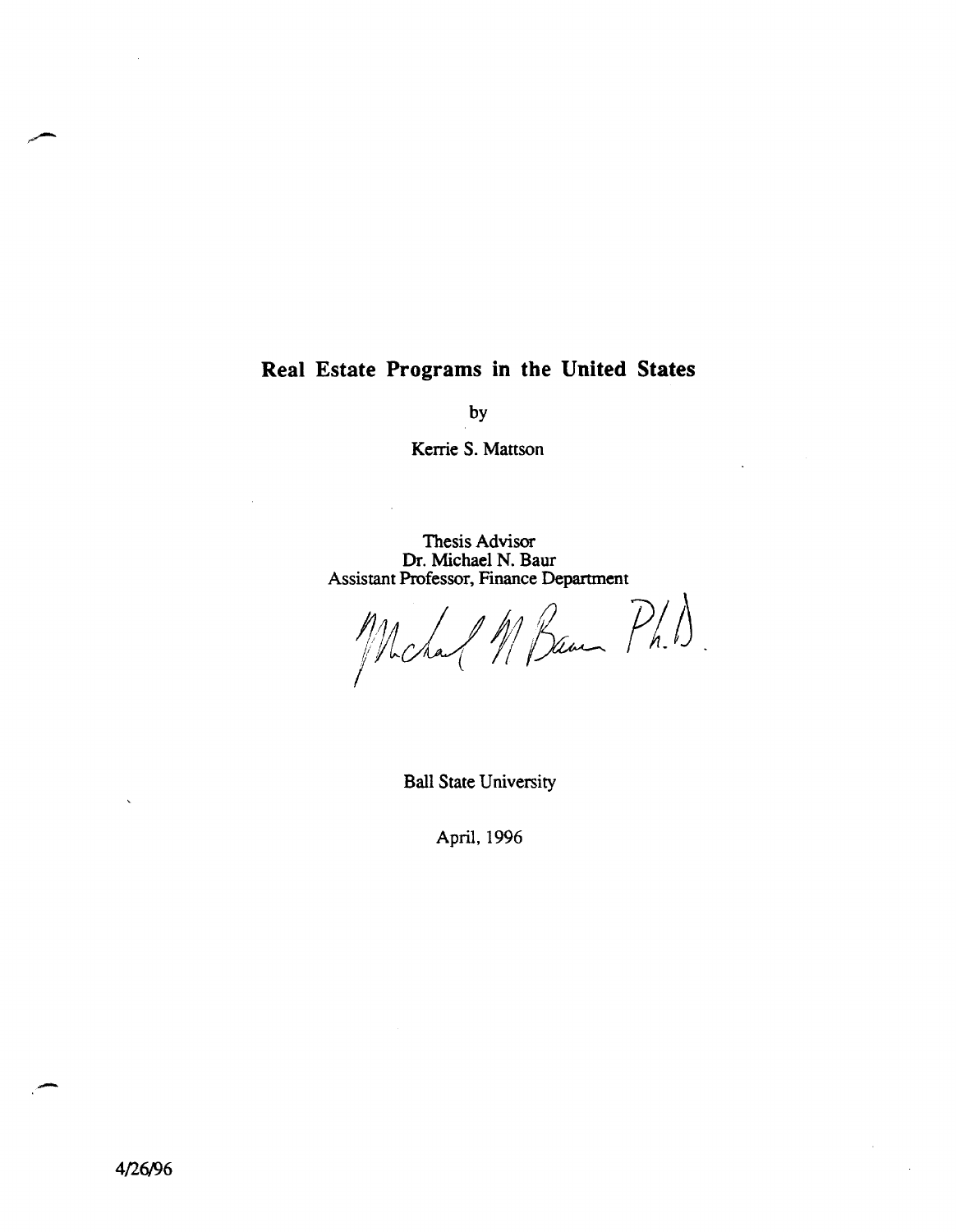# Real Estate Programs in the United States

by

Kerrie S. Mattson

Thesis Advisor
Dr. Michael N. Baur
Assistant Professor, Finance Department

Michael N Baur Ph.D.

Ball State University

April, 1996

4/26/96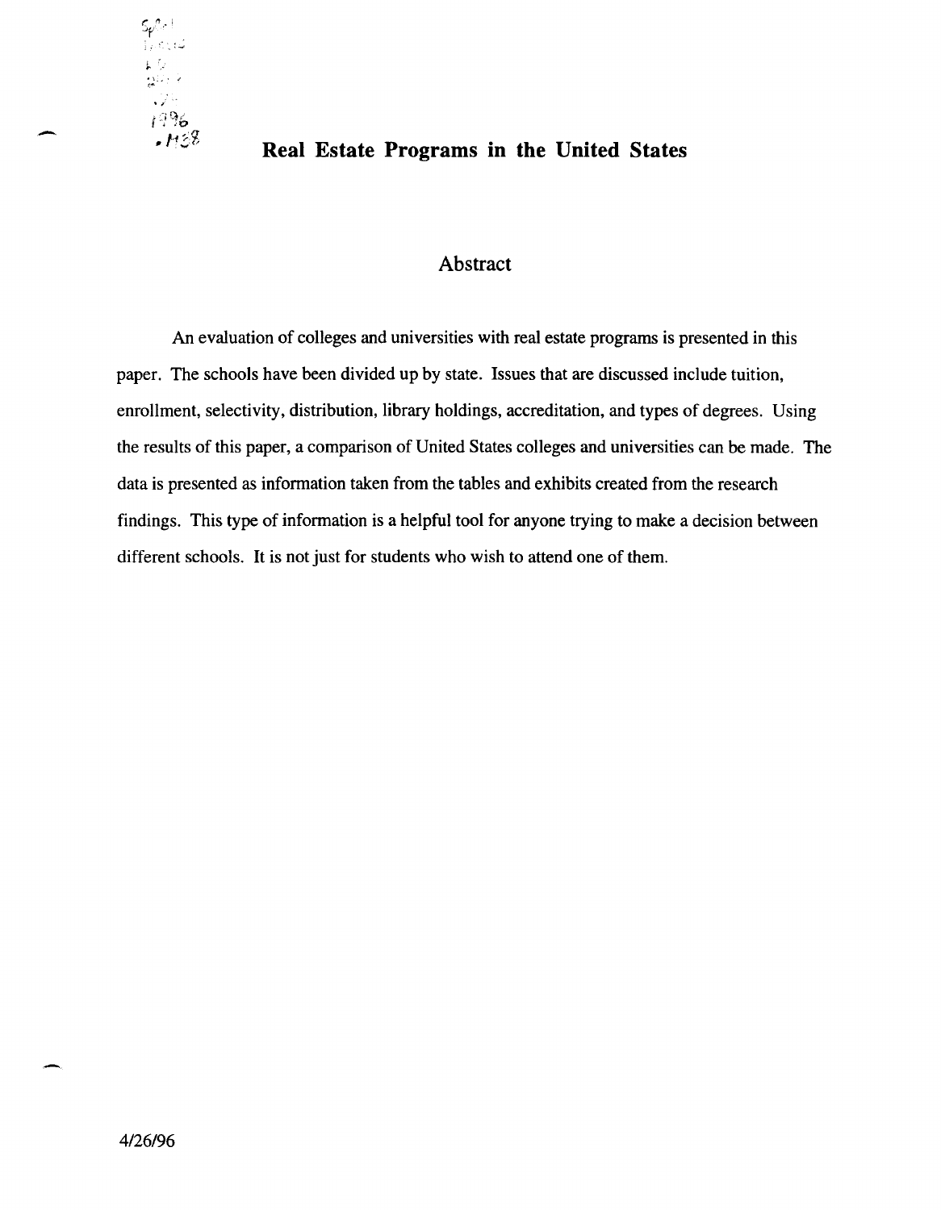# Real Estate Programs in the United States

## Abstract

An evaluation of colleges and universities with real estate programs is presented in this paper. The schools have been divided up by state. Issues that are discussed include tuition, enrollment, selectivity, distribution, library holdings, accreditation, and types of degrees. Using the results of this paper, a comparison of United States colleges and universities can be made. The data is presented as information taken from the tables and exhibits created from the research findings. This type of information is a helpful tool for anyone trying to make a decision between different schools. It is not just for students who wish to attend one of them.

4/26/96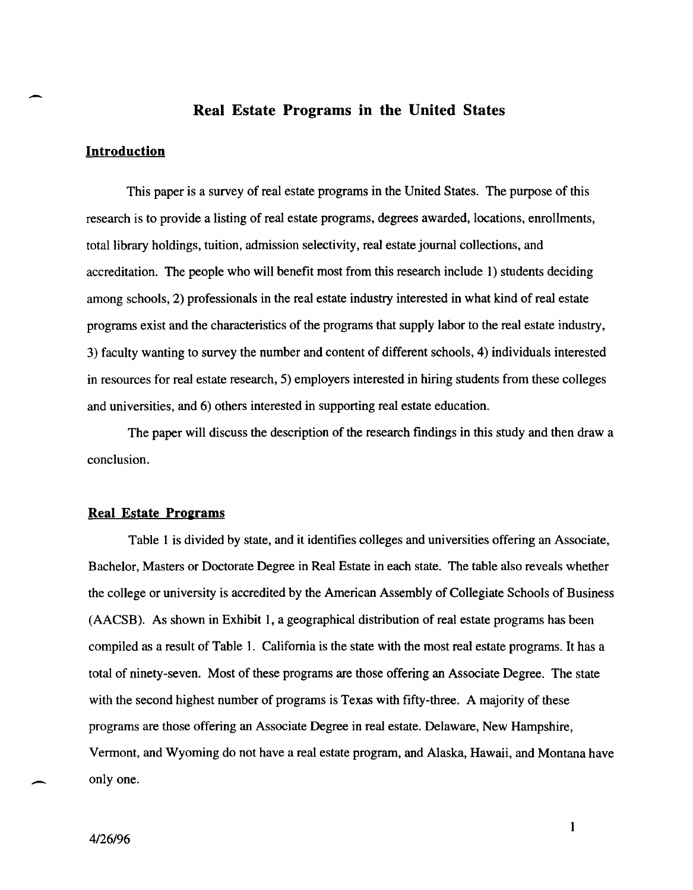# Real Estate Programs in the United States

## Introduction

This paper is a survey of real estate programs in the United States. The purpose of this research is to provide a listing of real estate programs, degrees awarded, locations, enrollments, total library holdings, tuition, admission selectivity, real estate journal collections, and accreditation. The people who will benefit most from this research include 1) students deciding among schools, 2) professionals in the real estate industry interested in what kind of real estate programs exist and the characteristics of the programs that supply labor to the real estate industry, 3) faculty wanting to survey the number and content of different schools, 4) individuals interested in resources for real estate research, 5) employers interested in hiring students from these colleges and universities, and 6) others interested in supporting real estate education.

The paper will discuss the description of the research findings in this study and then draw a conclusion.

## Real Estate Programs

Table 1 is divided by state, and it identifies colleges and universities offering an Associate, Bachelor, Masters or Doctorate Degree in Real Estate in each state. The table also reveals whether the college or university is accredited by the American Assembly of Collegiate Schools of Business (AACSB). As shown in Exhibit 1, a geographical distribution of real estate programs has been compiled as a result of Table 1. California is the state with the most real estate programs. It has a total of ninety-seven. Most of these programs are those offering an Associate Degree. The state with the second highest number of programs is Texas with fifty-three. A majority of these programs are those offering an Associate Degree in real estate. Delaware, New Hampshire, Vermont, and Wyoming do not have a real estate program, and Alaska, Hawaii, and Montana have only one.

4/26/96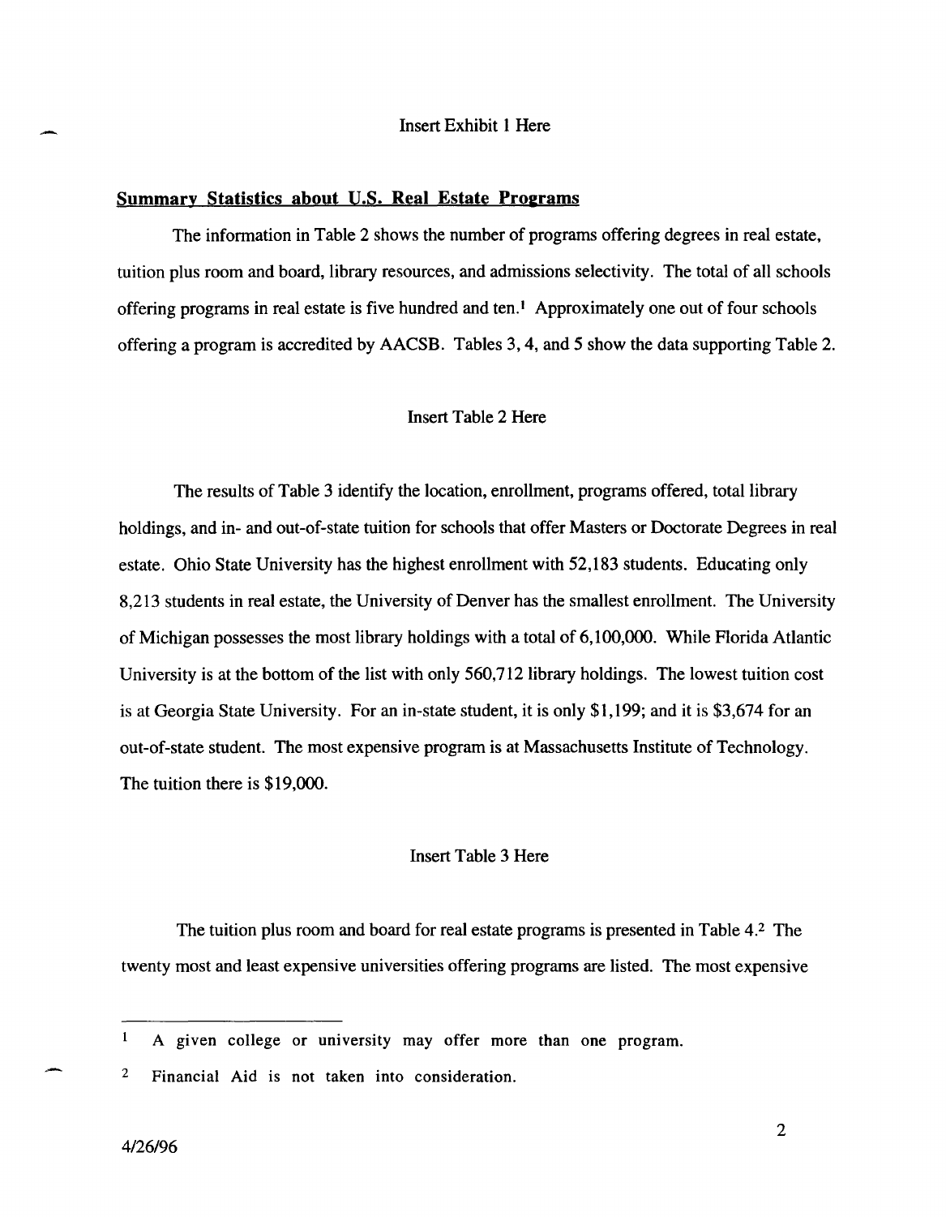Insert Exhibit 1 Here

## Summary Statistics about U.S. Real Estate Programs

The information in Table 2 shows the number of programs offering degrees in real estate, tuition plus room and board, library resources, and admissions selectivity. The total of all schools offering programs in real estate is five hundred and ten.[1] Approximately one out of four schools offering a program is accredited by AACSB. Tables 3, 4, and 5 show the data supporting Table 2.

Insert Table 2 Here

The results of Table 3 identify the location, enrollment, programs offered, total library holdings, and in- and out-of-state tuition for schools that offer Masters or Doctorate Degrees in real estate. Ohio State University has the highest enrollment with 52,183 students. Educating only 8,213 students in real estate, the University of Denver has the smallest enrollment. The University of Michigan possesses the most library holdings with a total of 6,100,000. While Florida Atlantic University is at the bottom of the list with only 560,712 library holdings. The lowest tuition cost is at Georgia State University. For an in-state student, it is only $1,199; and it is $3,674 for an out-of-state student. The most expensive program is at Massachusetts Institute of Technology. The tuition there is $19,000.

Insert Table 3 Here

The tuition plus room and board for real estate programs is presented in Table 4.[2] The twenty most and least expensive universities offering programs are listed. The most expensive

---

[1] A given college or university may offer more than one program.

[2] Financial Aid is not taken into consideration.

4/26/96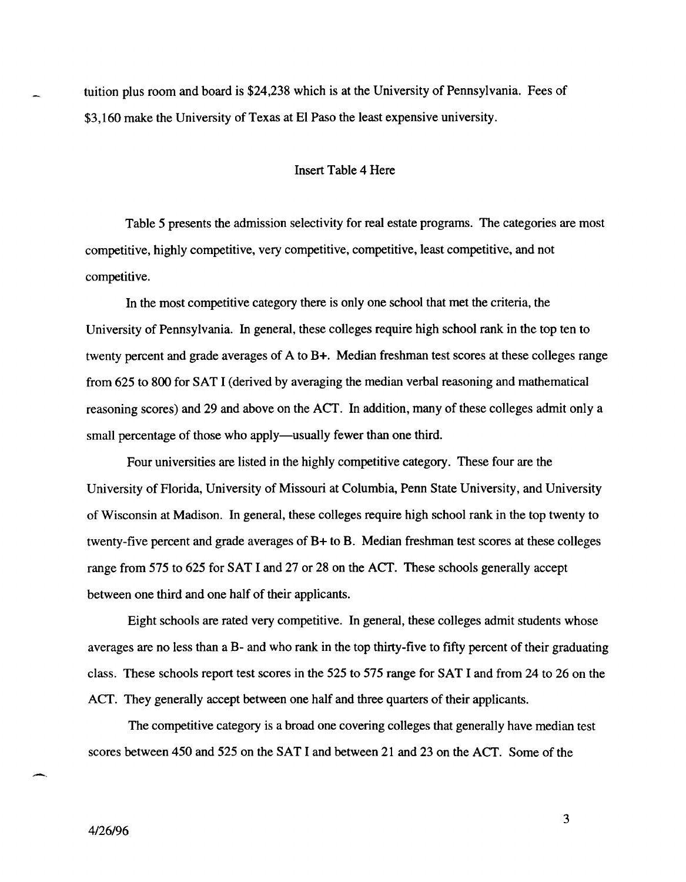tuition plus room and board is $24,238 which is at the University of Pennsylvania. Fees of $3,160 make the University of Texas at El Paso the least expensive university.

Insert Table 4 Here

Table 5 presents the admission selectivity for real estate programs. The categories are most competitive, highly competitive, very competitive, competitive, least competitive, and not competitive.

In the most competitive category there is only one school that met the criteria, the University of Pennsylvania. In general, these colleges require high school rank in the top ten to twenty percent and grade averages of A to B+. Median freshman test scores at these colleges range from 625 to 800 for SAT I (derived by averaging the median verbal reasoning and mathematical reasoning scores) and 29 and above on the ACT. In addition, many of these colleges admit only a small percentage of those who apply—usually fewer than one third.

Four universities are listed in the highly competitive category. These four are the University of Florida, University of Missouri at Columbia, Penn State University, and University of Wisconsin at Madison. In general, these colleges require high school rank in the top twenty to twenty-five percent and grade averages of B+ to B. Median freshman test scores at these colleges range from 575 to 625 for SAT I and 27 or 28 on the ACT. These schools generally accept between one third and one half of their applicants.

Eight schools are rated very competitive. In general, these colleges admit students whose averages are no less than a B- and who rank in the top thirty-five to fifty percent of their graduating class. These schools report test scores in the 525 to 575 range for SAT I and from 24 to 26 on the ACT. They generally accept between one half and three quarters of their applicants.

The competitive category is a broad one covering colleges that generally have median test scores between 450 and 525 on the SAT I and between 21 and 23 on the ACT. Some of the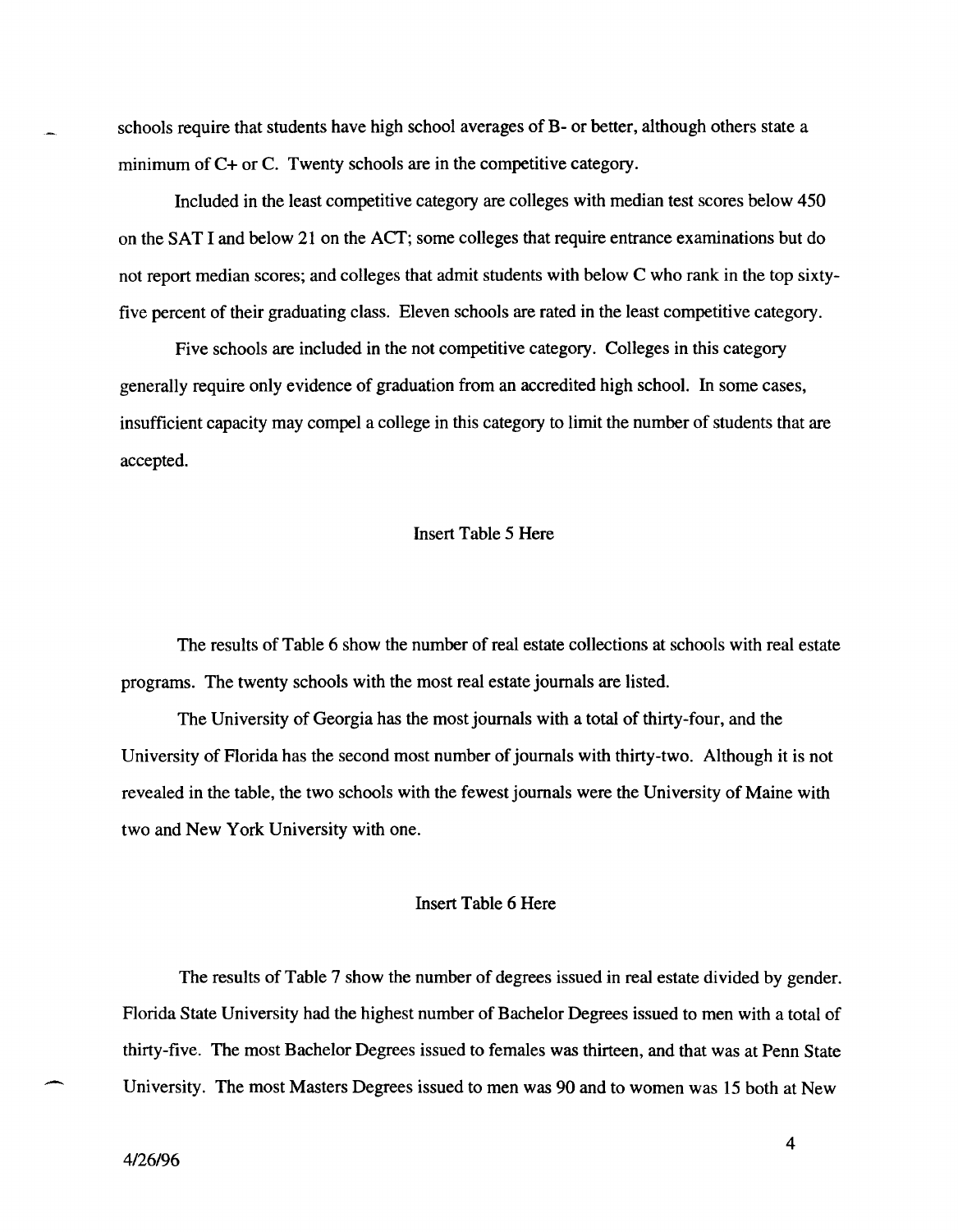schools require that students have high school averages of B- or better, although others state a minimum of C+ or C. Twenty schools are in the competitive category.

Included in the least competitive category are colleges with median test scores below 450 on the SAT I and below 21 on the ACT; some colleges that require entrance examinations but do not report median scores; and colleges that admit students with below C who rank in the top sixty-five percent of their graduating class. Eleven schools are rated in the least competitive category.

Five schools are included in the not competitive category. Colleges in this category generally require only evidence of graduation from an accredited high school. In some cases, insufficient capacity may compel a college in this category to limit the number of students that are accepted.

Insert Table 5 Here

The results of Table 6 show the number of real estate collections at schools with real estate programs. The twenty schools with the most real estate journals are listed.

The University of Georgia has the most journals with a total of thirty-four, and the University of Florida has the second most number of journals with thirty-two. Although it is not revealed in the table, the two schools with the fewest journals were the University of Maine with two and New York University with one.

Insert Table 6 Here

The results of Table 7 show the number of degrees issued in real estate divided by gender. Florida State University had the highest number of Bachelor Degrees issued to men with a total of thirty-five. The most Bachelor Degrees issued to females was thirteen, and that was at Penn State University. The most Masters Degrees issued to men was 90 and to women was 15 both at New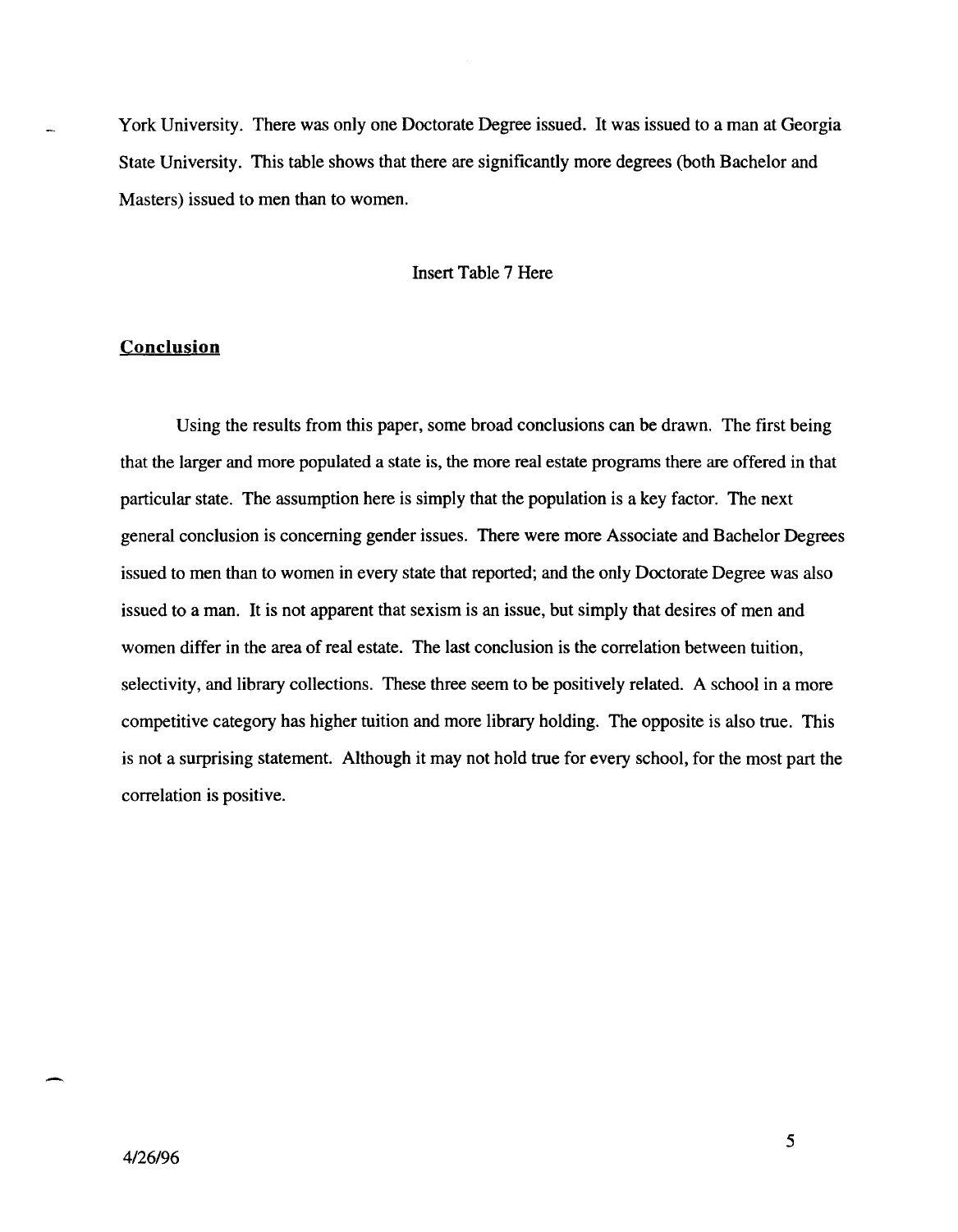York University. There was only one Doctorate Degree issued. It was issued to a man at Georgia State University. This table shows that there are significantly more degrees (both Bachelor and Masters) issued to men than to women.

Insert Table 7 Here

## Conclusion

Using the results from this paper, some broad conclusions can be drawn. The first being that the larger and more populated a state is, the more real estate programs there are offered in that particular state. The assumption here is simply that the population is a key factor. The next general conclusion is concerning gender issues. There were more Associate and Bachelor Degrees issued to men than to women in every state that reported; and the only Doctorate Degree was also issued to a man. It is not apparent that sexism is an issue, but simply that desires of men and women differ in the area of real estate. The last conclusion is the correlation between tuition, selectivity, and library collections. These three seem to be positively related. A school in a more competitive category has higher tuition and more library holding. The opposite is also true. This is not a surprising statement. Although it may not hold true for every school, for the most part the correlation is positive.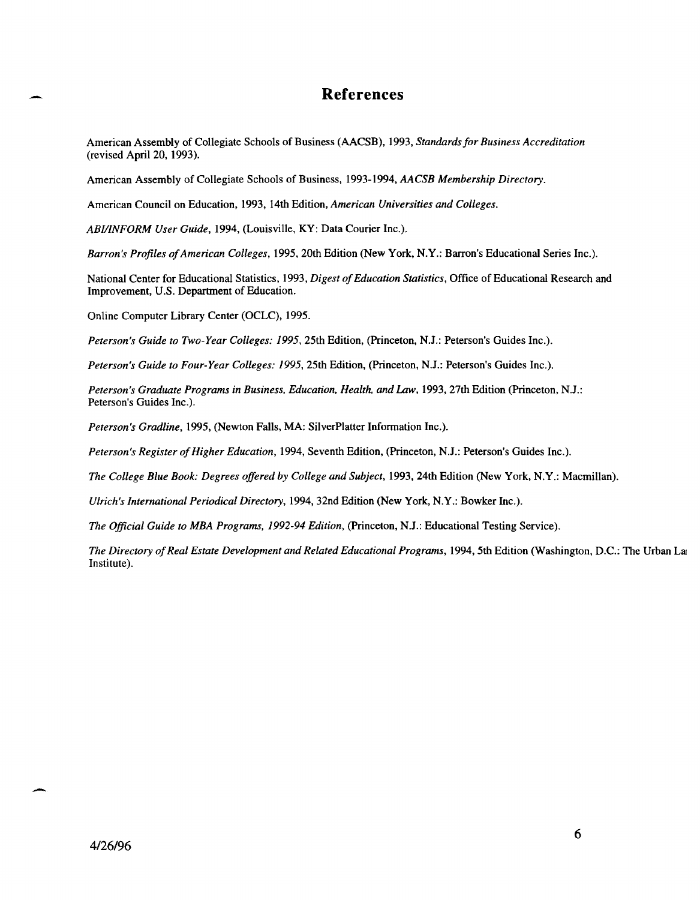# References

American Assembly of Collegiate Schools of Business (AACSB), 1993, *Standards for Business Accreditation* (revised April 20, 1993).

American Assembly of Collegiate Schools of Business, 1993-1994, *AACSB Membership Directory*.

American Council on Education, 1993, 14th Edition, *American Universities and Colleges*.

*ABI/INFORM User Guide*, 1994, (Louisville, KY: Data Courier Inc.).

*Barron's Profiles of American Colleges*, 1995, 20th Edition (New York, N.Y.: Barron's Educational Series Inc.).

National Center for Educational Statistics, 1993, *Digest of Education Statistics*, Office of Educational Research and Improvement, U.S. Department of Education.

Online Computer Library Center (OCLC), 1995.

*Peterson's Guide to Two-Year Colleges: 1995*, 25th Edition, (Princeton, N.J.: Peterson's Guides Inc.).

*Peterson's Guide to Four-Year Colleges: 1995*, 25th Edition, (Princeton, N.J.: Peterson's Guides Inc.).

*Peterson's Graduate Programs in Business, Education, Health, and Law*, 1993, 27th Edition (Princeton, N.J.: Peterson's Guides Inc.).

*Peterson's Gradline*, 1995, (Newton Falls, MA: SilverPlatter Information Inc.).

*Peterson's Register of Higher Education*, 1994, Seventh Edition, (Princeton, N.J.: Peterson's Guides Inc.).

*The College Blue Book: Degrees offered by College and Subject*, 1993, 24th Edition (New York, N.Y.: Macmillan).

*Ulrich's International Periodical Directory*, 1994, 32nd Edition (New York, N.Y.: Bowker Inc.).

*The Official Guide to MBA Programs, 1992-94 Edition*, (Princeton, N.J.: Educational Testing Service).

*The Directory of Real Estate Development and Related Educational Programs*, 1994, 5th Edition (Washington, D.C.: The Urban La Institute).

4/26/96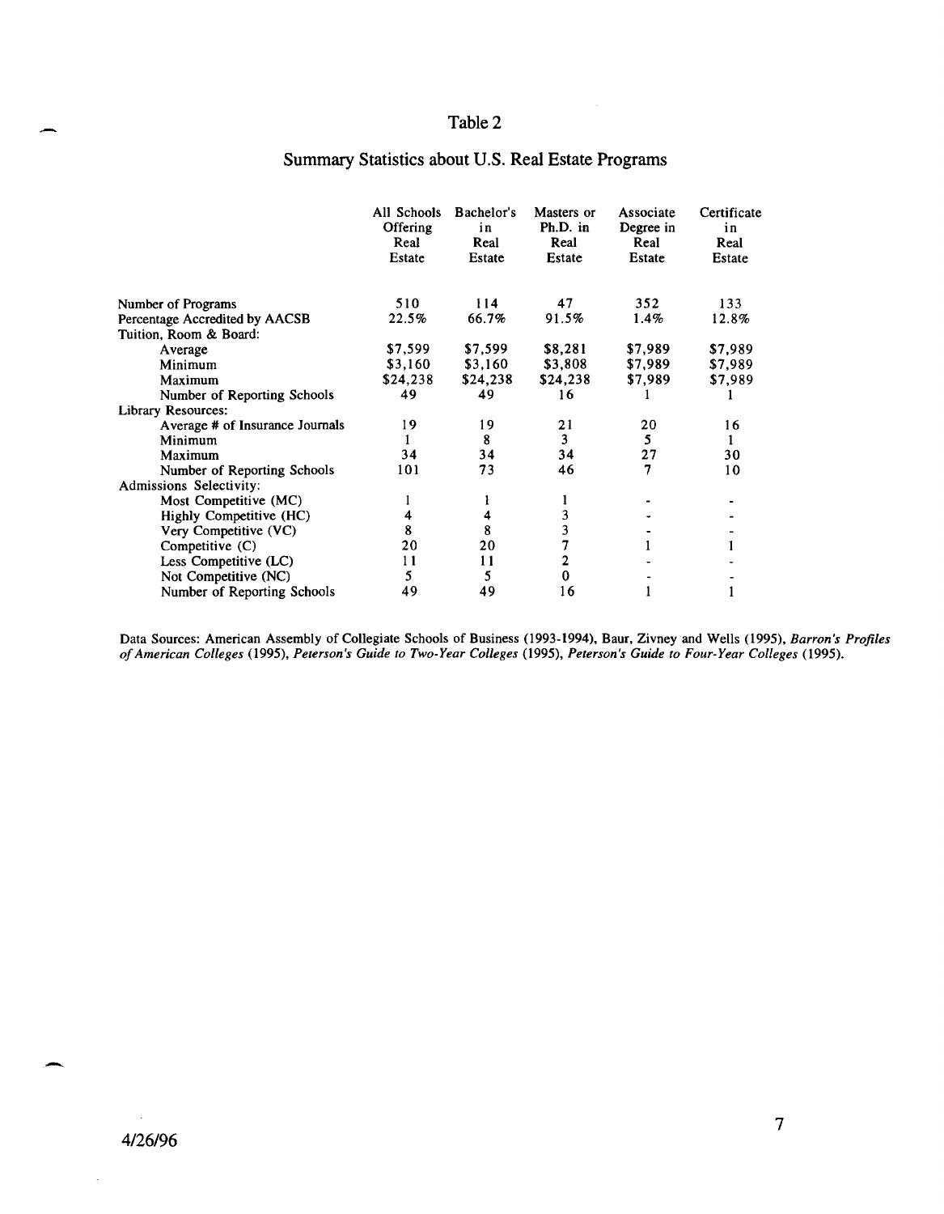## Table 2

### Summary Statistics about U.S. Real Estate Programs

| | All Schools Offering Real Estate | Bachelor's in Real Estate | Masters or Ph.D. in Real Estate | Associate Degree in Real Estate | Certificate in Real Estate |
|---|---|---|---|---|---|
| Number of Programs | 510 | 114 | 47 | 352 | 133 |
| Percentage Accredited by AACSB | 22.5% | 66.7% | 91.5% | 1.4% | 12.8% |
| Tuition, Room & Board: | | | | | |
| Average | $7,599 | $7,599 | $8,281 | $7,989 | $7,989 |
| Minimum | $3,160 | $3,160 | $3,808 | $7,989 | $7,989 |
| Maximum | $24,238 | $24,238 | $24,238 | $7,989 | $7,989 |
| Number of Reporting Schools | 49 | 49 | 16 | 1 | 1 |
| Library Resources: | | | | | |
| Average # of Insurance Journals | 19 | 19 | 21 | 20 | 16 |
| Minimum | 1 | 8 | 3 | 5 | 1 |
| Maximum | 34 | 34 | 34 | 27 | 30 |
| Number of Reporting Schools | 101 | 73 | 46 | 7 | 10 |
| Admissions Selectivity: | | | | | |
| Most Competitive (MC) | 1 | 1 | 1 | - | - |
| Highly Competitive (HC) | 4 | 4 | 3 | - | - |
| Very Competitive (VC) | 8 | 8 | 3 | - | - |
| Competitive (C) | 20 | 20 | 7 | 1 | 1 |
| Less Competitive (LC) | 11 | 11 | 2 | - | - |
| Not Competitive (NC) | 5 | 5 | 0 | - | - |
| Number of Reporting Schools | 49 | 49 | 16 | 1 | 1 |

Data Sources: American Assembly of Collegiate Schools of Business (1993-1994), Baur, Zivney and Wells (1995), *Barron's Profiles of American Colleges* (1995), *Peterson's Guide to Two-Year Colleges* (1995), *Peterson's Guide to Four-Year Colleges* (1995).

4/26/96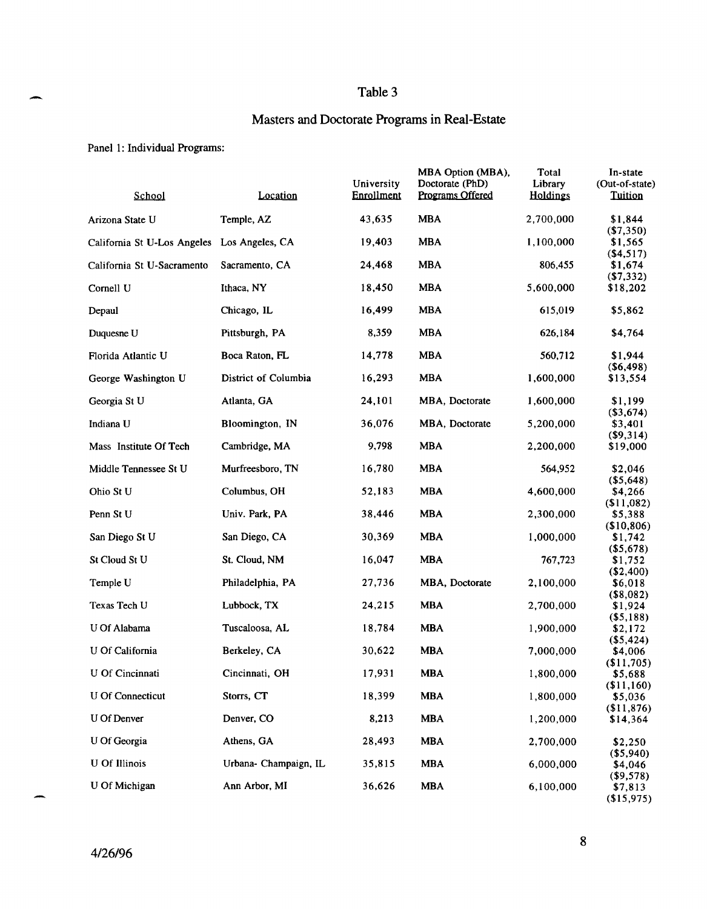# Table 3

## Masters and Doctorate Programs in Real-Estate

Panel 1: Individual Programs:

| School | Location | University Enrollment | MBA Option (MBA), Doctorate (PhD) Programs Offered | Total Library Holdings | In-state (Out-of-state) Tuition |
|---|---|---|---|---|---|
| Arizona State U | Temple, AZ | 43,635 | MBA | 2,700,000 | $1,844 ($7,350) |
| California St U-Los Angeles | Los Angeles, CA | 19,403 | MBA | 1,100,000 | $1,565 ($4,517) |
| California St U-Sacramento | Sacramento, CA | 24,468 | MBA | 806,455 | $1,674 ($7,332) |
| Cornell U | Ithaca, NY | 18,450 | MBA | 5,600,000 | $18,202 |
| Depaul | Chicago, IL | 16,499 | MBA | 615,019 | $5,862 |
| Duquesne U | Pittsburgh, PA | 8,359 | MBA | 626,184 | $4,764 |
| Florida Atlantic U | Boca Raton, FL | 14,778 | MBA | 560,712 | $1,944 ($6,498) |
| George Washington U | District of Columbia | 16,293 | MBA | 1,600,000 | $13,554 |
| Georgia St U | Atlanta, GA | 24,101 | MBA, Doctorate | 1,600,000 | $1,199 ($3,674) |
| Indiana U | Bloomington, IN | 36,076 | MBA, Doctorate | 5,200,000 | $3,401 ($9,314) |
| Mass Institute Of Tech | Cambridge, MA | 9,798 | MBA | 2,200,000 | $19,000 |
| Middle Tennessee St U | Murfreesboro, TN | 16,780 | MBA | 564,952 | $2,046 ($5,648) |
| Ohio St U | Columbus, OH | 52,183 | MBA | 4,600,000 | $4,266 ($11,082) |
| Penn St U | Univ. Park, PA | 38,446 | MBA | 2,300,000 | $5,388 ($10,806) |
| San Diego St U | San Diego, CA | 30,369 | MBA | 1,000,000 | $1,742 ($5,678) |
| St Cloud St U | St. Cloud, NM | 16,047 | MBA | 767,723 | $1,752 ($2,400) |
| Temple U | Philadelphia, PA | 27,736 | MBA, Doctorate | 2,100,000 | $6,018 ($8,082) |
| Texas Tech U | Lubbock, TX | 24,215 | MBA | 2,700,000 | $1,924 ($5,188) |
| U Of Alabama | Tuscaloosa, AL | 18,784 | MBA | 1,900,000 | $2,172 ($5,424) |
| U Of California | Berkeley, CA | 30,622 | MBA | 7,000,000 | $4,006 ($11,705) |
| U Of Cincinnati | Cincinnati, OH | 17,931 | MBA | 1,800,000 | $5,688 ($11,160) |
| U Of Connecticut | Storrs, CT | 18,399 | MBA | 1,800,000 | $5,036 ($11,876) |
| U Of Denver | Denver, CO | 8,213 | MBA | 1,200,000 | $14,364 |
| U Of Georgia | Athens, GA | 28,493 | MBA | 2,700,000 | $2,250 ($5,940) |
| U Of Illinois | Urbana- Champaign, IL | 35,815 | MBA | 6,000,000 | $4,046 ($9,578) |
| U Of Michigan | Ann Arbor, MI | 36,626 | MBA | 6,100,000 | $7,813 ($15,975) |

4/26/96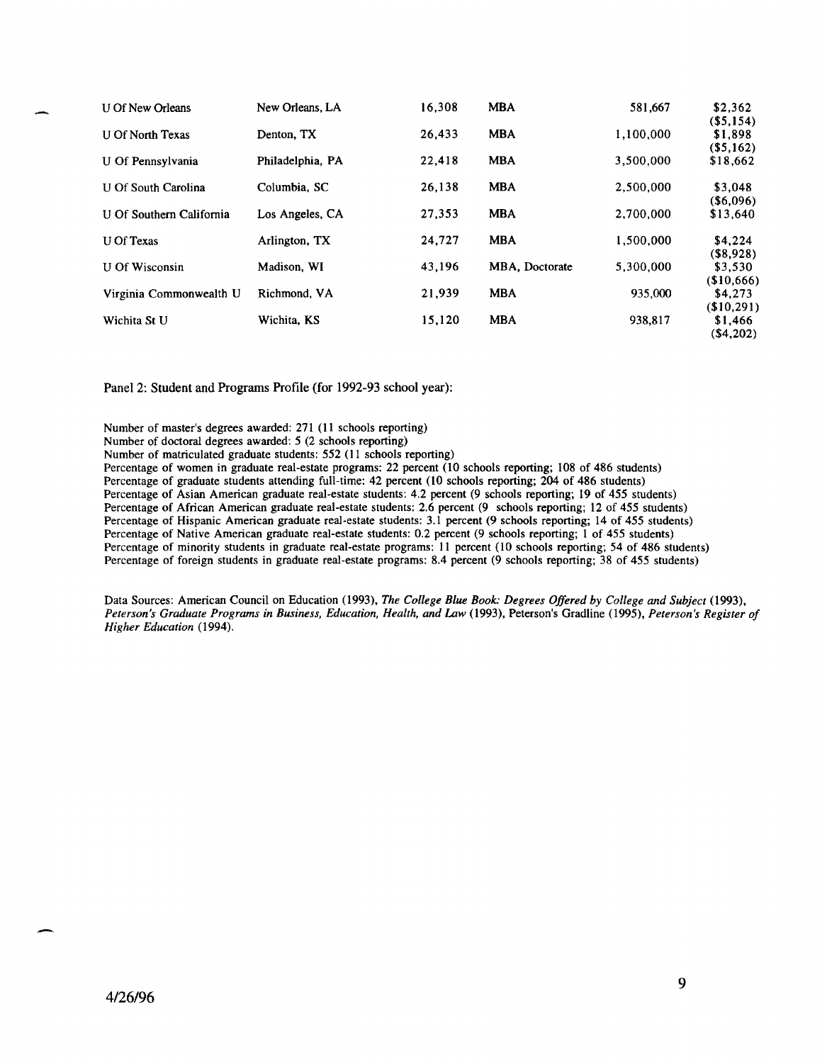| | | | | | |
|---|---|---|---|---|---|
| U Of New Orleans | New Orleans, LA | 16,308 | MBA | 581,667 | $2,362 ($5,154) |
| U Of North Texas | Denton, TX | 26,433 | MBA | 1,100,000 | $1,898 ($5,162) |
| U Of Pennsylvania | Philadelphia, PA | 22,418 | MBA | 3,500,000 | $18,662 |
| U Of South Carolina | Columbia, SC | 26,138 | MBA | 2,500,000 | $3,048 ($6,096) |
| U Of Southern California | Los Angeles, CA | 27,353 | MBA | 2,700,000 | $13,640 |
| U Of Texas | Arlington, TX | 24,727 | MBA | 1,500,000 | $4,224 ($8,928) |
| U Of Wisconsin | Madison, WI | 43,196 | MBA, Doctorate | 5,300,000 | $3,530 ($10,666) |
| Virginia Commonwealth U | Richmond, VA | 21,939 | MBA | 935,000 | $4,273 ($10,291) |
| Wichita St U | Wichita, KS | 15,120 | MBA | 938,817 | $1,466 ($4,202) |

Panel 2: Student and Programs Profile (for 1992-93 school year):

Number of master's degrees awarded: 271 (11 schools reporting)
Number of doctoral degrees awarded: 5 (2 schools reporting)
Number of matriculated graduate students: 552 (11 schools reporting)
Percentage of women in graduate real-estate programs: 22 percent (10 schools reporting; 108 of 486 students)
Percentage of graduate students attending full-time: 42 percent (10 schools reporting; 204 of 486 students)
Percentage of Asian American graduate real-estate students: 4.2 percent (9 schools reporting; 19 of 455 students)
Percentage of African American graduate real-estate students: 2.6 percent (9 schools reporting; 12 of 455 students)
Percentage of Hispanic American graduate real-estate students: 3.1 percent (9 schools reporting; 14 of 455 students)
Percentage of Native American graduate real-estate students: 0.2 percent (9 schools reporting; 1 of 455 students)
Percentage of minority students in graduate real-estate programs: 11 percent (10 schools reporting; 54 of 486 students)
Percentage of foreign students in graduate real-estate programs: 8.4 percent (9 schools reporting; 38 of 455 students)

Data Sources: American Council on Education (1993), *The College Blue Book: Degrees Offered by College and Subject* (1993), *Peterson's Graduate Programs in Business, Education, Health, and Law* (1993), Peterson's Gradline (1995), *Peterson's Register of Higher Education* (1994).

4/26/96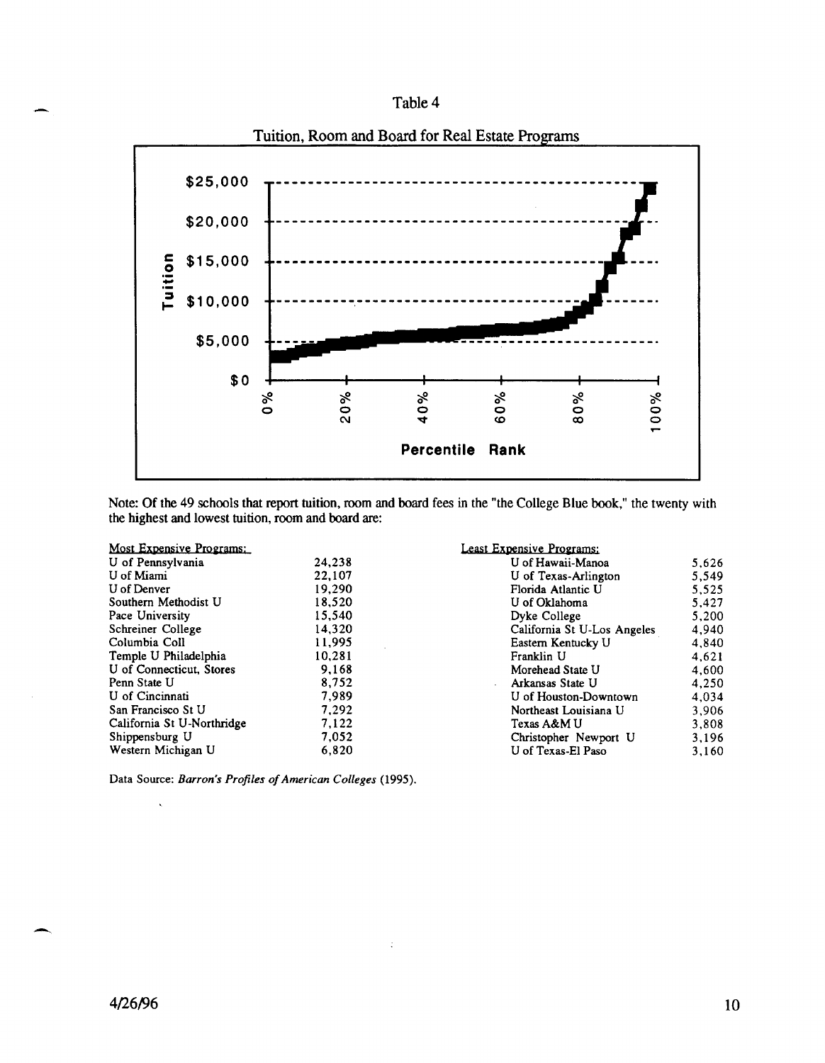Table 4

Tuition, Room and Board for Real Estate Programs

Note: Of the 49 schools that report tuition, room and board fees in the "the College Blue book," the twenty with the highest and lowest tuition, room and board are:

| Most Expensive Programs: | | Least Expensive Programs: | |
|---|---|---|---|
| U of Pennsylvania | 24,238 | U of Hawaii-Manoa | 5,626 |
| U of Miami | 22,107 | U of Texas-Arlington | 5,549 |
| U of Denver | 19,290 | Florida Atlantic U | 5,525 |
| Southern Methodist U | 18,520 | U of Oklahoma | 5,427 |
| Pace University | 15,540 | Dyke College | 5,200 |
| Schreiner College | 14,320 | California St U-Los Angeles | 4,940 |
| Columbia Coll | 11,995 | Eastern Kentucky U | 4,840 |
| Temple U Philadelphia | 10,281 | Franklin U | 4,621 |
| U of Connecticut, Stores | 9,168 | Morehead State U | 4,600 |
| Penn State U | 8,752 | Arkansas State U | 4,250 |
| U of Cincinnati | 7,989 | U of Houston-Downtown | 4,034 |
| San Francisco St U | 7,292 | Northeast Louisiana U | 3,906 |
| California St U-Northridge | 7,122 | Texas A&M U | 3,808 |
| Shippensburg U | 7,052 | Christopher Newport U | 3,196 |
| Western Michigan U | 6,820 | U of Texas-El Paso | 3,160 |

Data Source: *Barron's Profiles of American Colleges* (1995).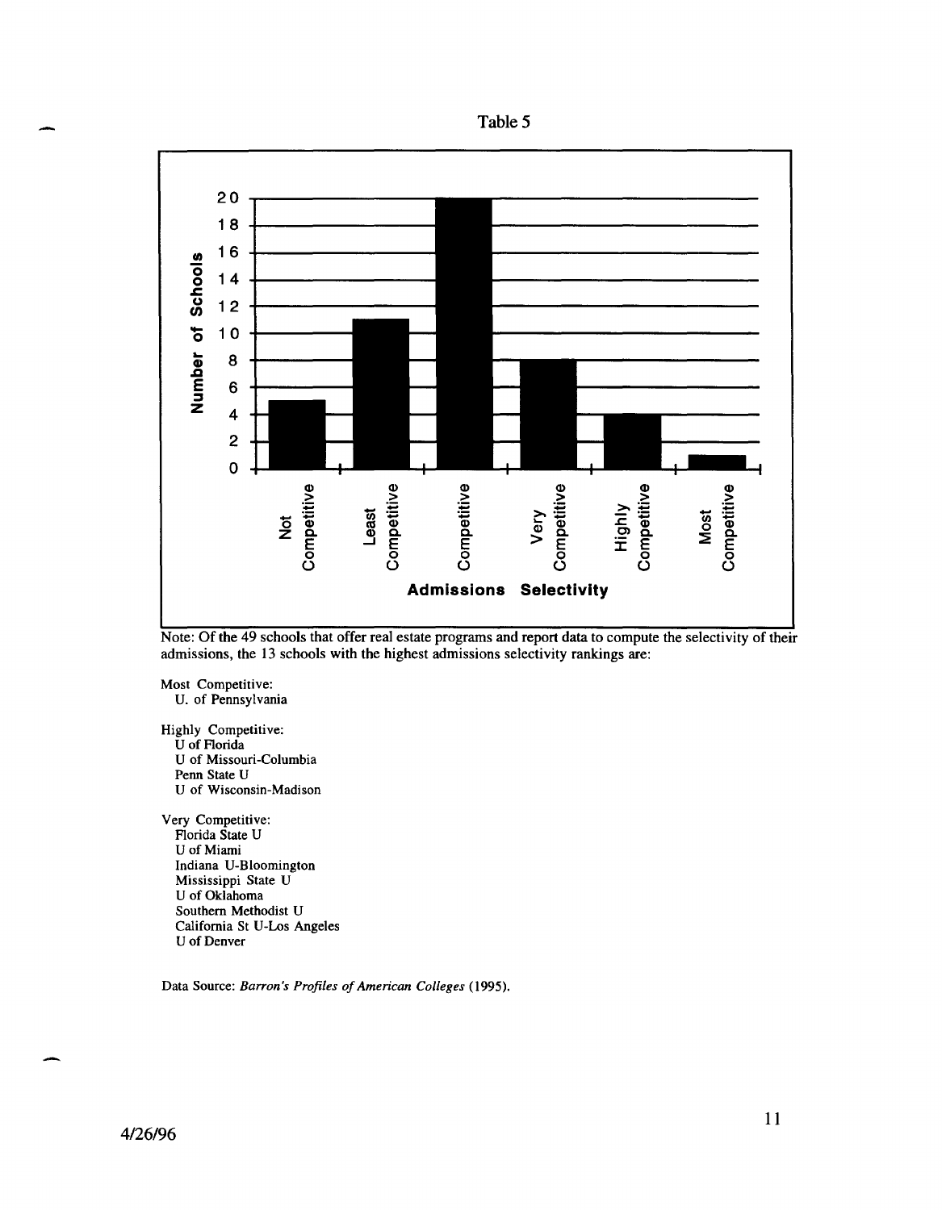Table 5

| Admissions Selectivity | Number of Schools |
|---|---|
| Not Competitive | 5 |
| Least Competitive | 11 |
| Competitive | 20 |
| Very Competitive | 8 |
| Highly Competitive | 4 |
| Most Competitive | 1 |

Note: Of the 49 schools that offer real estate programs and report data to compute the selectivity of their admissions, the 13 schools with the highest admissions selectivity rankings are:

Most Competitive:
- U. of Pennsylvania

Highly Competitive:
- U of Florida
- U of Missouri-Columbia
- Penn State U
- U of Wisconsin-Madison

Very Competitive:
- Florida State U
- U of Miami
- Indiana U-Bloomington
- Mississippi State U
- U of Oklahoma
- Southern Methodist U
- California St U-Los Angeles
- U of Denver

Data Source: *Barron's Profiles of American Colleges* (1995).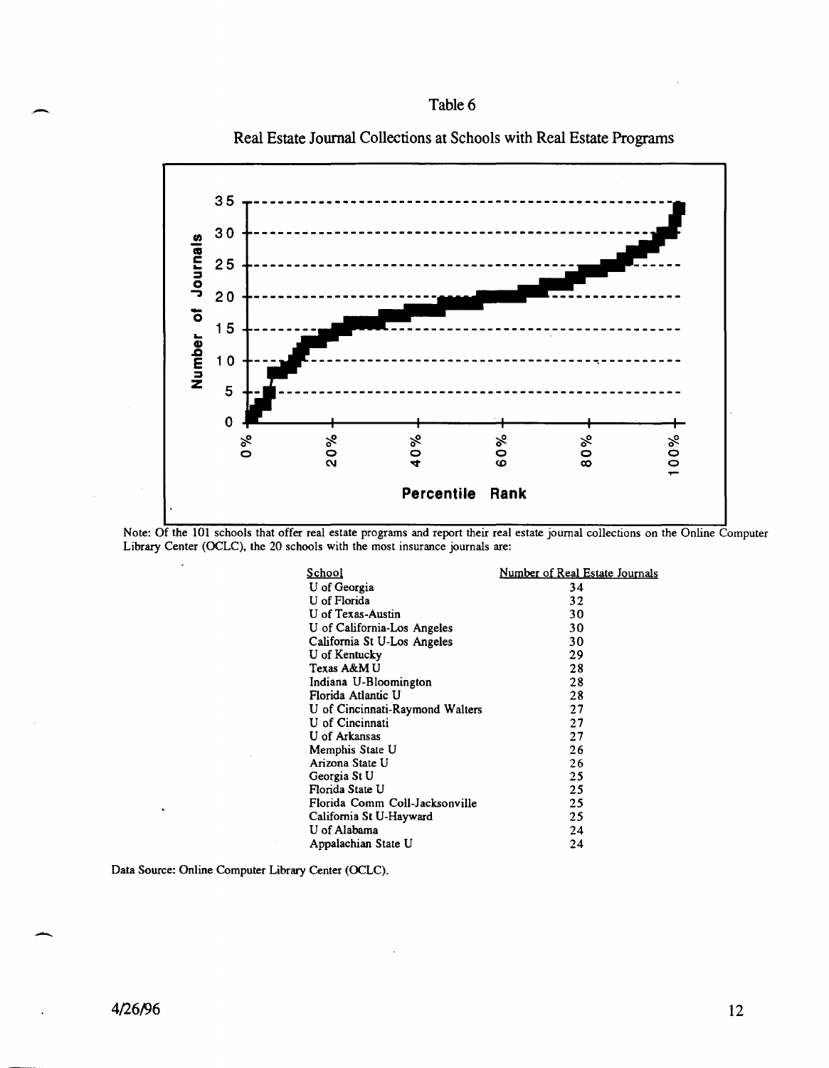Table 6

Real Estate Journal Collections at Schools with Real Estate Programs

Note: Of the 101 schools that offer real estate programs and report their real estate journal collections on the Online Computer Library Center (OCLC), the 20 schools with the most insurance journals are:

| School | Number of Real Estate Journals |
|---|---|
| U of Georgia | 34 |
| U of Florida | 32 |
| U of Texas-Austin | 30 |
| U of California-Los Angeles | 30 |
| California St U-Los Angeles | 30 |
| U of Kentucky | 29 |
| Texas A&M U | 28 |
| Indiana U-Bloomington | 28 |
| Florida Atlantic U | 28 |
| U of Cincinnati-Raymond Walters | 27 |
| U of Cincinnati | 27 |
| U of Arkansas | 27 |
| Memphis State U | 26 |
| Arizona State U | 26 |
| Georgia St U | 25 |
| Florida State U | 25 |
| Florida Comm Coll-Jacksonville | 25 |
| California St U-Hayward | 25 |
| U of Alabama | 24 |
| Appalachian State U | 24 |

Data Source: Online Computer Library Center (OCLC).

4/26/96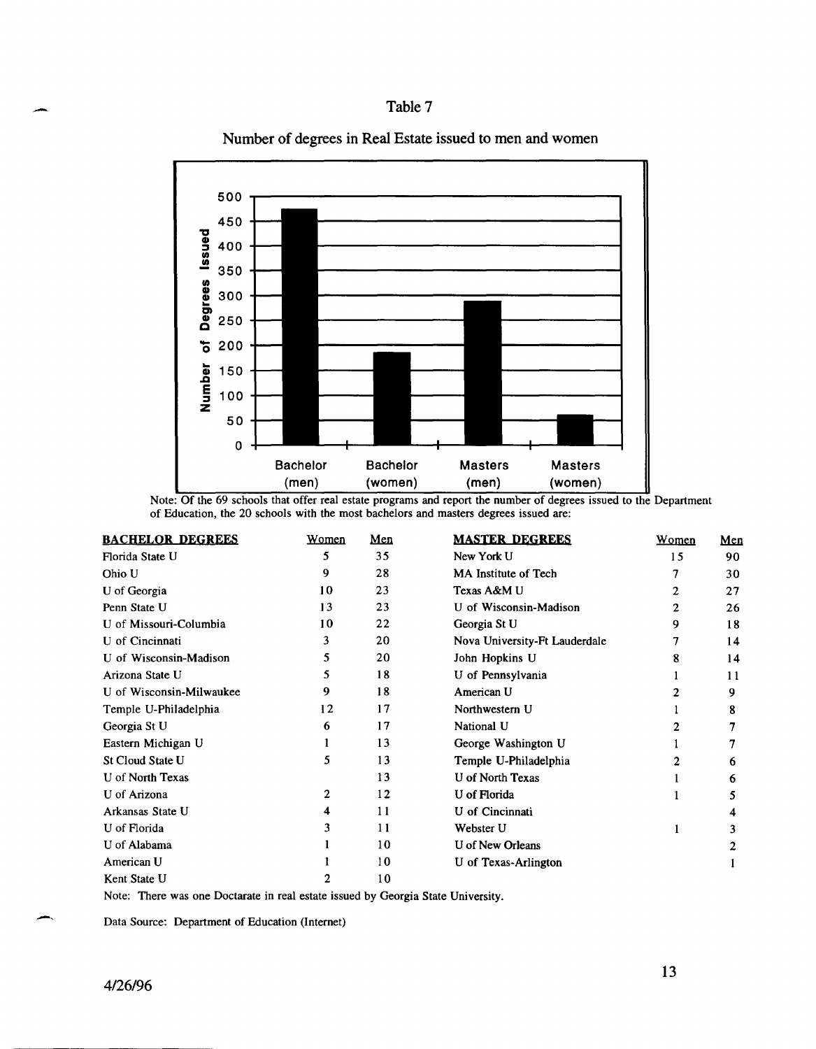# Table 7

## Number of degrees in Real Estate issued to men and women

Note: Of the 69 schools that offer real estate programs and report the number of degrees issued to the Department of Education, the 20 schools with the most bachelors and masters degrees issued are:

| BACHELOR DEGREES | Women | Men |
|---|---|---|
| Florida State U | 5 | 35 |
| Ohio U | 9 | 28 |
| U of Georgia | 10 | 23 |
| Penn State U | 13 | 23 |
| U of Missouri-Columbia | 10 | 22 |
| U of Cincinnati | 3 | 20 |
| U of Wisconsin-Madison | 5 | 20 |
| Arizona State U | 5 | 18 |
| U of Wisconsin-Milwaukee | 9 | 18 |
| Temple U-Philadelphia | 12 | 17 |
| Georgia St U | 6 | 17 |
| Eastern Michigan U | 1 | 13 |
| St Cloud State U | 5 | 13 |
| U of North Texas | | 13 |
| U of Arizona | 2 | 12 |
| Arkansas State U | 4 | 11 |
| U of Florida | 3 | 11 |
| U of Alabama | 1 | 10 |
| American U | 1 | 10 |
| Kent State U | 2 | 10 |

| MASTER DEGREES | Women | Men |
|---|---|---|
| New York U | 15 | 90 |
| MA Institute of Tech | 7 | 30 |
| Texas A&M U | 2 | 27 |
| U of Wisconsin-Madison | 2 | 26 |
| Georgia St U | 9 | 18 |
| Nova University-Ft Lauderdale | 7 | 14 |
| John Hopkins U | 8 | 14 |
| U of Pennsylvania | 1 | 11 |
| American U | 2 | 9 |
| Northwestern U | 1 | 8 |
| National U | 2 | 7 |
| George Washington U | 1 | 7 |
| Temple U-Philadelphia | 2 | 6 |
| U of North Texas | 1 | 6 |
| U of Florida | 1 | 5 |
| U of Cincinnati | | 4 |
| Webster U | 1 | 3 |
| U of New Orleans | | 2 |
| U of Texas-Arlington | | 1 |

Note: There was one Doctarate in real estate issued by Georgia State University.

Data Source: Department of Education (Internet)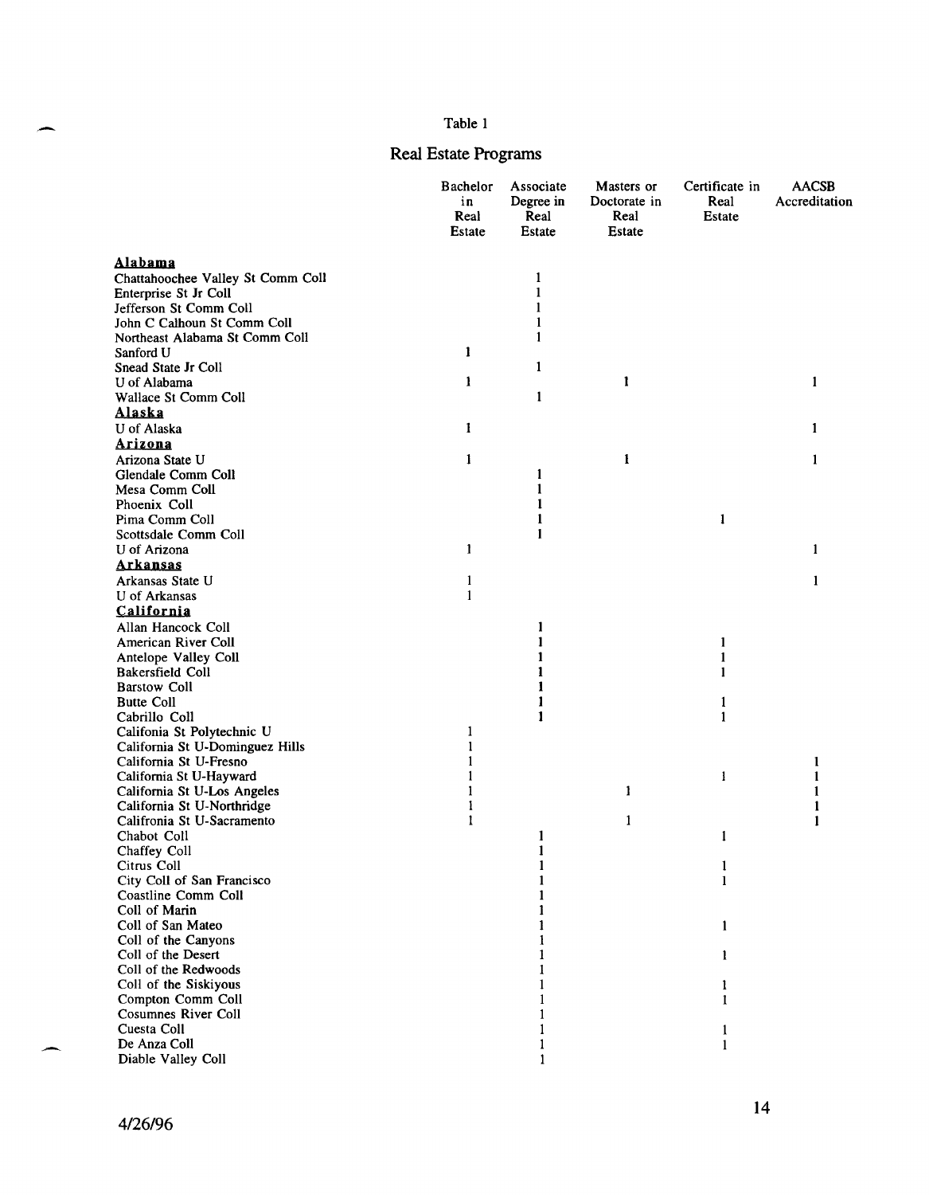Table 1

## Real Estate Programs

| | Bachelor in Real Estate | Associate Degree in Real Estate | Masters or Doctorate in Real Estate | Certificate in Real Estate | AACSB Accreditation |
|---|---|---|---|---|---|
| **Alabama** | | | | | |
| Chattahoochee Valley St Comm Coll | | 1 | | | |
| Enterprise St Jr Coll | | 1 | | | |
| Jefferson St Comm Coll | | 1 | | | |
| John C Calhoun St Comm Coll | | 1 | | | |
| Northeast Alabama St Comm Coll | | 1 | | | |
| Sanford U | 1 | | | | |
| Snead State Jr Coll | | 1 | | | |
| U of Alabama | 1 | | 1 | | 1 |
| Wallace St Comm Coll | | 1 | | | |
| **Alaska** | | | | | |
| U of Alaska | 1 | | | | 1 |
| **Arizona** | | | | | |
| Arizona State U | 1 | | 1 | | 1 |
| Glendale Comm Coll | | 1 | | | |
| Mesa Comm Coll | | 1 | | | |
| Phoenix Coll | | 1 | | | |
| Pima Comm Coll | | 1 | | 1 | |
| Scottsdale Comm Coll | | 1 | | | |
| U of Arizona | 1 | | | | 1 |
| **Arkansas** | | | | | |
| Arkansas State U | 1 | | | | 1 |
| U of Arkansas | 1 | | | | |
| **California** | | | | | |
| Allan Hancock Coll | | 1 | | | |
| American River Coll | | 1 | | 1 | |
| Antelope Valley Coll | | 1 | | 1 | |
| Bakersfield Coll | | 1 | | 1 | |
| Barstow Coll | | 1 | | | |
| Butte Coll | | 1 | | 1 | |
| Cabrillo Coll | | 1 | | 1 | |
| Califonia St Polytechnic U | 1 | | | | |
| California St U-Dominguez Hills | 1 | | | | |
| California St U-Fresno | 1 | | | | 1 |
| California St U-Hayward | 1 | | | 1 | 1 |
| California St U-Los Angeles | 1 | | 1 | | 1 |
| California St U-Northridge | 1 | | | | 1 |
| Califronia St U-Sacramento | 1 | | 1 | | 1 |
| Chabot Coll | | 1 | | 1 | |
| Chaffey Coll | | 1 | | | |
| Citrus Coll | | 1 | | 1 | |
| City Coll of San Francisco | | 1 | | 1 | |
| Coastline Comm Coll | | 1 | | | |
| Coll of Marin | | 1 | | | |
| Coll of San Mateo | | 1 | | 1 | |
| Coll of the Canyons | | 1 | | | |
| Coll of the Desert | | 1 | | 1 | |
| Coll of the Redwoods | | 1 | | | |
| Coll of the Siskiyous | | 1 | | 1 | |
| Compton Comm Coll | | 1 | | 1 | |
| Cosumnes River Coll | | 1 | | | |
| Cuesta Coll | | 1 | | 1 | |
| De Anza Coll | | 1 | | 1 | |
| Diable Valley Coll | | 1 | | | |

4/26/96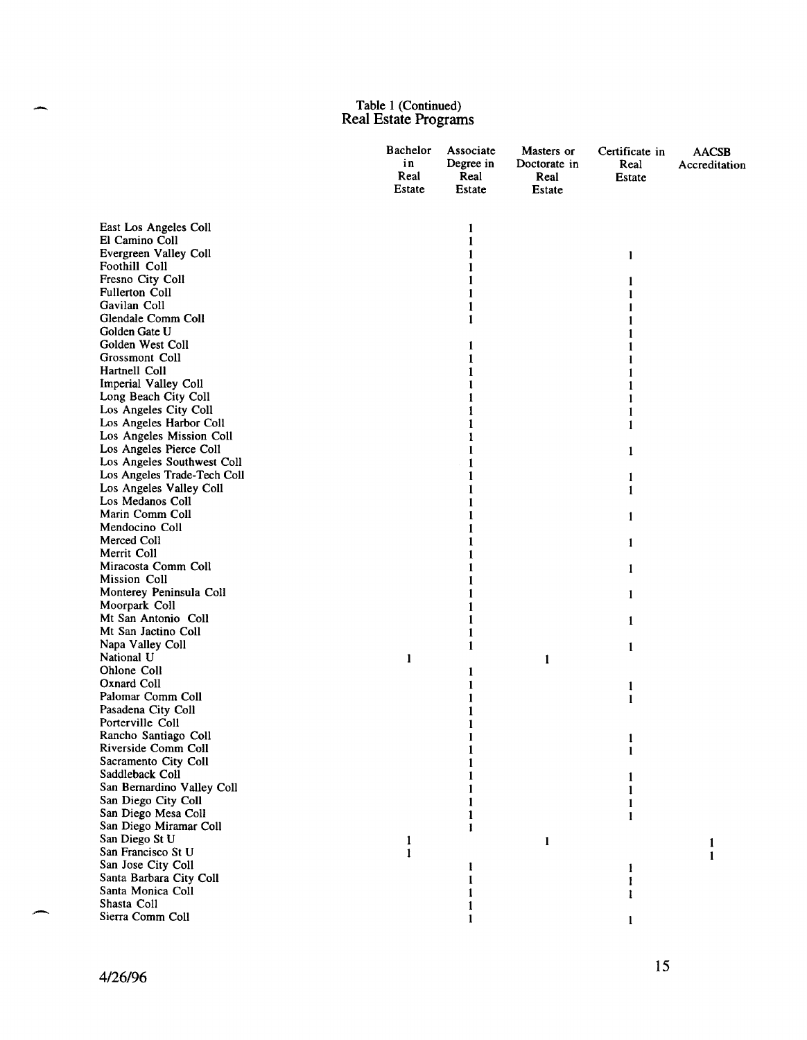Table 1 (Continued)
Real Estate Programs

| | Bachelor in Real Estate | Associate Degree in Real Estate | Masters or Doctorate in Real Estate | Certificate in Real Estate | AACSB Accreditation |
|---|---|---|---|---|---|
| East Los Angeles Coll | | 1 | | | |
| El Camino Coll | | 1 | | | |
| Evergreen Valley Coll | | 1 | | 1 | |
| Foothill Coll | | 1 | | | |
| Fresno City Coll | | 1 | | 1 | |
| Fullerton Coll | | 1 | | 1 | |
| Gavilan Coll | | 1 | | 1 | |
| Glendale Comm Coll | | 1 | | 1 | |
| Golden Gate U | | | | 1 | |
| Golden West Coll | | 1 | | 1 | |
| Grossmont Coll | | 1 | | 1 | |
| Hartnell Coll | | 1 | | 1 | |
| Imperial Valley Coll | | 1 | | 1 | |
| Long Beach City Coll | | 1 | | 1 | |
| Los Angeles City Coll | | 1 | | 1 | |
| Los Angeles Harbor Coll | | 1 | | 1 | |
| Los Angeles Mission Coll | | 1 | | | |
| Los Angeles Pierce Coll | | 1 | | 1 | |
| Los Angeles Southwest Coll | | 1 | | | |
| Los Angeles Trade-Tech Coll | | 1 | | 1 | |
| Los Angeles Valley Coll | | 1 | | 1 | |
| Los Medanos Coll | | 1 | | | |
| Marin Comm Coll | | 1 | | 1 | |
| Mendocino Coll | | 1 | | | |
| Merced Coll | | 1 | | 1 | |
| Merrit Coll | | 1 | | | |
| Miracosta Comm Coll | | 1 | | 1 | |
| Mission Coll | | 1 | | | |
| Monterey Peninsula Coll | | 1 | | 1 | |
| Moorpark Coll | | 1 | | | |
| Mt San Antonio Coll | | 1 | | 1 | |
| Mt San Jactino Coll | | 1 | | | |
| Napa Valley Coll | | 1 | | 1 | |
| National U | 1 | | 1 | | |
| Ohlone Coll | | 1 | | | |
| Oxnard Coll | | 1 | | 1 | |
| Palomar Comm Coll | | 1 | | 1 | |
| Pasadena City Coll | | 1 | | | |
| Porterville Coll | | 1 | | | |
| Rancho Santiago Coll | | 1 | | 1 | |
| Riverside Comm Coll | | 1 | | 1 | |
| Sacramento City Coll | | 1 | | | |
| Saddleback Coll | | 1 | | 1 | |
| San Bernardino Valley Coll | | 1 | | 1 | |
| San Diego City Coll | | 1 | | 1 | |
| San Diego Mesa Coll | | 1 | | 1 | |
| San Diego Miramar Coll | | 1 | | | |
| San Diego St U | 1 | | 1 | | 1 |
| San Francisco St U | 1 | | | | 1 |
| San Jose City Coll | | 1 | | 1 | |
| Santa Barbara City Coll | | 1 | | 1 | |
| Santa Monica Coll | | 1 | | 1 | |
| Shasta Coll | | 1 | | | |
| Sierra Comm Coll | | 1 | | 1 | |

4/26/96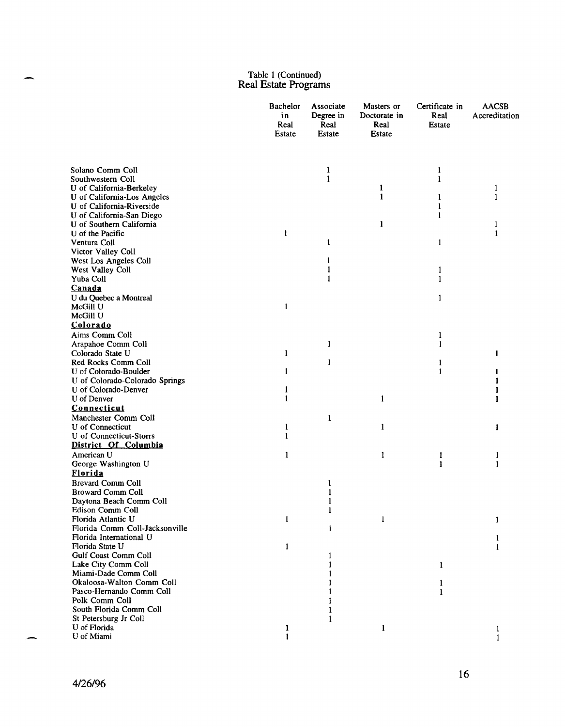Table 1 (Continued)
Real Estate Programs

| | Bachelor in Real Estate | Associate Degree in Real Estate | Masters or Doctorate in Real Estate | Certificate in Real Estate | AACSB Accreditation |
|---|---|---|---|---|---|
| Solano Comm Coll | | 1 | | 1 | |
| Southwestern Coll | | 1 | | 1 | |
| U of California-Berkeley | | | 1 | | 1 |
| U of California-Los Angeles | | | 1 | 1 | 1 |
| U of California-Riverside | | | | 1 | |
| U of California-San Diego | | | | 1 | |
| U of Southern California | | | 1 | | 1 |
| U of the Pacific | 1 | | | | 1 |
| Ventura Coll | | 1 | | 1 | |
| Victor Valley Coll | | | | | |
| West Los Angeles Coll | | 1 | | | |
| West Valley Coll | | 1 | | 1 | |
| Yuba Coll | | 1 | | 1 | |
| **Canada** | | | | | |
| U du Quebec a Montreal | | | | 1 | |
| McGill U | 1 | | | | |
| McGill U | | | | | |
| **Colorado** | | | | | |
| Aims Comm Coll | | | | 1 | |
| Arapahoe Comm Coll | | 1 | | 1 | |
| Colorado State U | 1 | | | | 1 |
| Red Rocks Comm Coll | | 1 | | 1 | |
| U of Colorado-Boulder | 1 | | | 1 | 1 |
| U of Colorado-Colorado Springs | | | | | 1 |
| U of Colorado-Denver | 1 | | | | 1 |
| U of Denver | 1 | | 1 | | 1 |
| **Connecticut** | | | | | |
| Manchester Comm Coll | | 1 | | | |
| U of Connecticut | 1 | | 1 | | 1 |
| U of Connecticut-Storrs | 1 | | | | |
| **District Of Columbia** | | | | | |
| American U | 1 | | 1 | 1 | 1 |
| George Washington U | | | | 1 | 1 |
| **Florida** | | | | | |
| Brevard Comm Coll | | 1 | | | |
| Broward Comm Coll | | 1 | | | |
| Daytona Beach Comm Coll | | 1 | | | |
| Edison Comm Coll | | 1 | | | |
| Florida Atlantic U | 1 | | 1 | | 1 |
| Florida Comm Coll-Jacksonville | | 1 | | | |
| Florida International U | | | | | 1 |
| Florida State U | 1 | | | | 1 |
| Gulf Coast Comm Coll | | 1 | | | |
| Lake City Comm Coll | | 1 | | 1 | |
| Miami-Dade Comm Coll | | 1 | | | |
| Okaloosa-Walton Comm Coll | | 1 | | 1 | |
| Pasco-Hernando Comm Coll | | 1 | | 1 | |
| Polk Comm Coll | | 1 | | | |
| South Florida Comm Coll | | 1 | | | |
| St Petersburg Jr Coll | | 1 | | | |
| U of Florida | 1 | | 1 | | 1 |
| U of Miami | 1 | | | | 1 |

4/26/96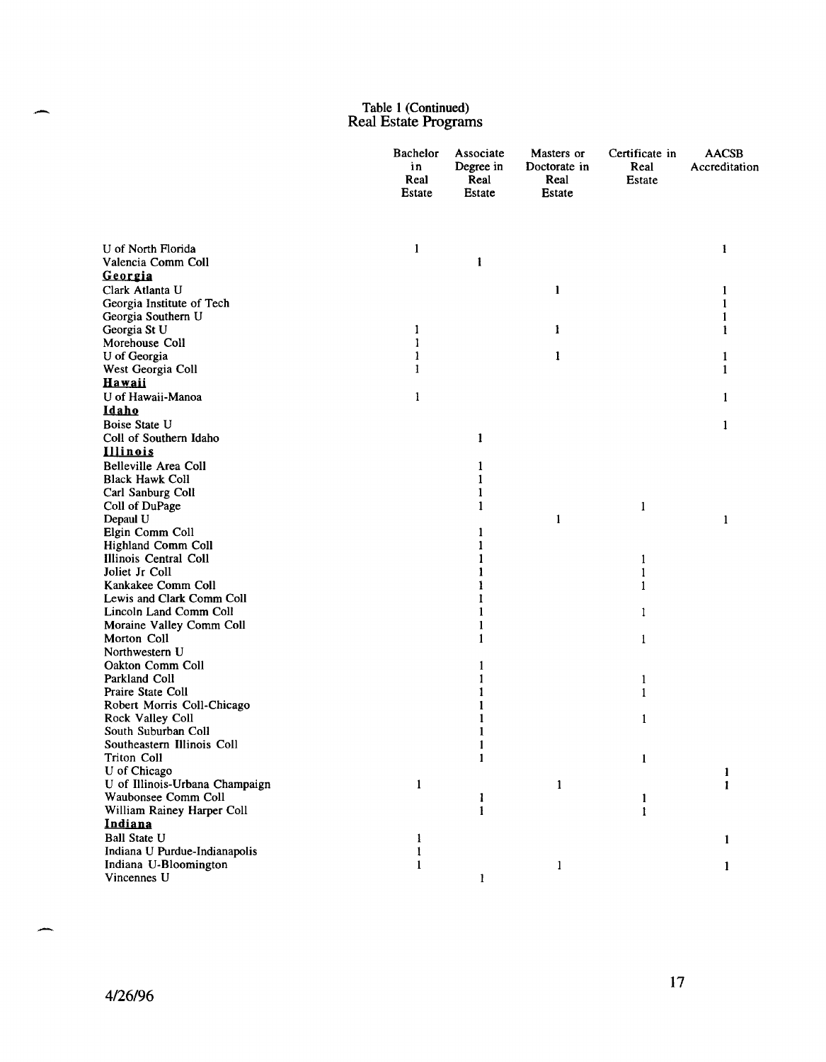Table 1 (Continued)
Real Estate Programs

| | Bachelor in Real Estate | Associate Degree in Real Estate | Masters or Doctorate in Real Estate | Certificate in Real Estate | AACSB Accreditation |
|---|---|---|---|---|---|
| U of North Florida | 1 | | | | 1 |
| Valencia Comm Coll | | 1 | | | |
| **Georgia** | | | | | |
| Clark Atlanta U | | | 1 | | 1 |
| Georgia Institute of Tech | | | | | 1 |
| Georgia Southern U | | | | | 1 |
| Georgia St U | 1 | | 1 | | 1 |
| Morehouse Coll | 1 | | | | |
| U of Georgia | 1 | | 1 | | 1 |
| West Georgia Coll | 1 | | | | 1 |
| **Hawaii** | | | | | |
| U of Hawaii-Manoa | 1 | | | | 1 |
| **Idaho** | | | | | |
| Boise State U | | | | | 1 |
| Coll of Southern Idaho | | 1 | | | |
| **Illinois** | | | | | |
| Belleville Area Coll | | 1 | | | |
| Black Hawk Coll | | 1 | | | |
| Carl Sanburg Coll | | 1 | | | |
| Coll of DuPage | | 1 | | 1 | |
| Depaul U | | | 1 | | 1 |
| Elgin Comm Coll | | 1 | | | |
| Highland Comm Coll | | 1 | | | |
| Illinois Central Coll | | 1 | | 1 | |
| Joliet Jr Coll | | 1 | | 1 | |
| Kankakee Comm Coll | | 1 | | 1 | |
| Lewis and Clark Comm Coll | | 1 | | | |
| Lincoln Land Comm Coll | | 1 | | 1 | |
| Moraine Valley Comm Coll | | 1 | | | |
| Morton Coll | | 1 | | 1 | |
| Northwestern U | | | | | |
| Oakton Comm Coll | | 1 | | | |
| Parkland Coll | | 1 | | 1 | |
| Praire State Coll | | 1 | | 1 | |
| Robert Morris Coll-Chicago | | 1 | | | |
| Rock Valley Coll | | 1 | | 1 | |
| South Suburban Coll | | 1 | | | |
| Southeastern Illinois Coll | | 1 | | | |
| Triton Coll | | 1 | | 1 | |
| U of Chicago | | | | | 1 |
| U of Illinois-Urbana Champaign | 1 | | 1 | | 1 |
| Waubonsee Comm Coll | | 1 | | 1 | |
| William Rainey Harper Coll | | 1 | | 1 | |
| **Indiana** | | | | | |
| Ball State U | 1 | | | | 1 |
| Indiana U Purdue-Indianapolis | 1 | | | | |
| Indiana U-Bloomington | 1 | | 1 | | 1 |
| Vincennes U | | 1 | | | |

4/26/96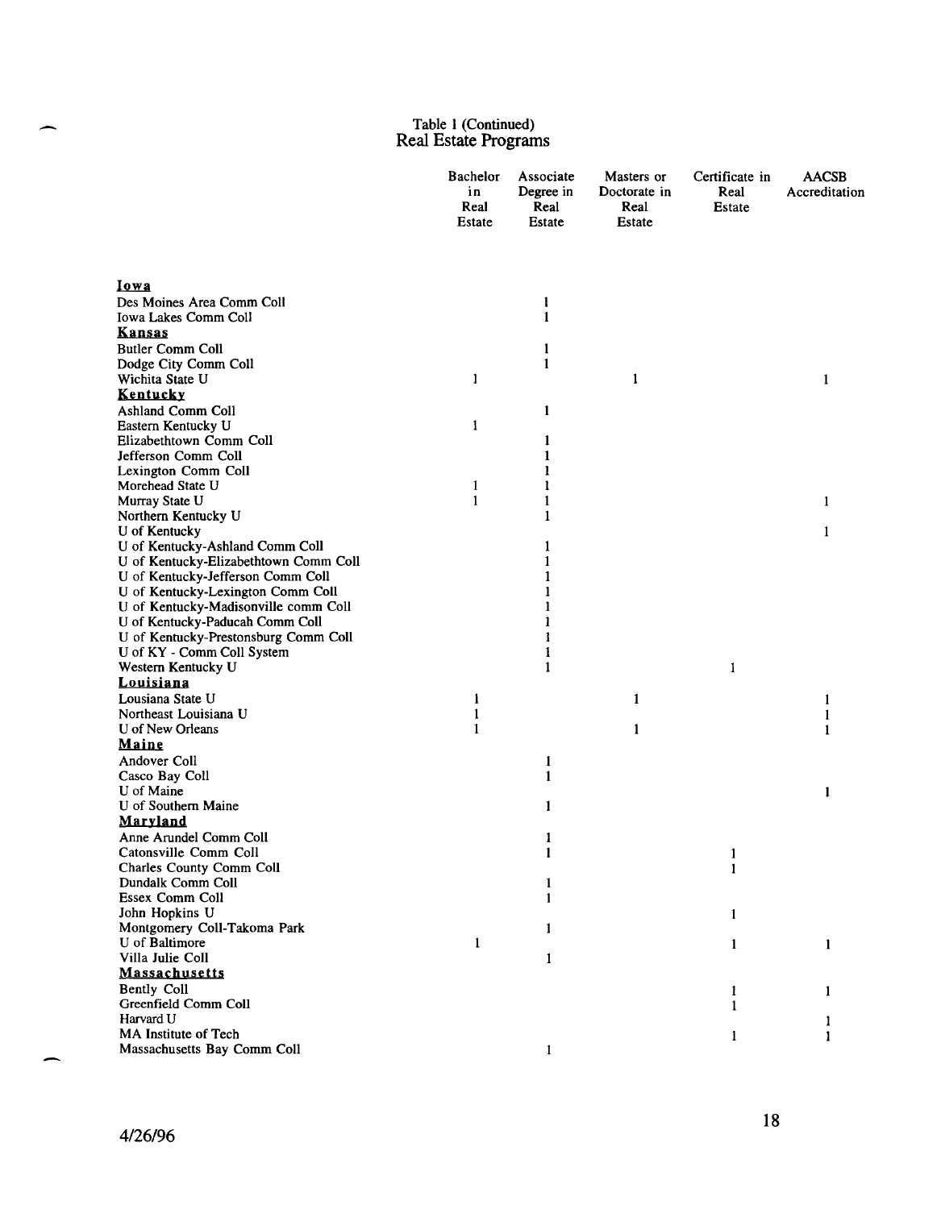Table 1 (Continued)
Real Estate Programs

| | Bachelor in Real Estate | Associate Degree in Real Estate | Masters or Doctorate in Real Estate | Certificate in Real Estate | AACSB Accreditation |
|---|---|---|---|---|---|
| **Iowa** | | | | | |
| Des Moines Area Comm Coll | | 1 | | | |
| Iowa Lakes Comm Coll | | 1 | | | |
| **Kansas** | | | | | |
| Butler Comm Coll | | 1 | | | |
| Dodge City Comm Coll | | 1 | | | |
| Wichita State U | 1 | | 1 | | 1 |
| **Kentucky** | | | | | |
| Ashland Comm Coll | | 1 | | | |
| Eastern Kentucky U | 1 | | | | |
| Elizabethtown Comm Coll | | 1 | | | |
| Jefferson Comm Coll | | 1 | | | |
| Lexington Comm Coll | | 1 | | | |
| Morehead State U | 1 | 1 | | | |
| Murray State U | 1 | 1 | | | 1 |
| Northern Kentucky U | | 1 | | | |
| U of Kentucky | | | | | 1 |
| U of Kentucky-Ashland Comm Coll | | 1 | | | |
| U of Kentucky-Elizabethtown Comm Coll | | 1 | | | |
| U of Kentucky-Jefferson Comm Coll | | 1 | | | |
| U of Kentucky-Lexington Comm Coll | | 1 | | | |
| U of Kentucky-Madisonville comm Coll | | 1 | | | |
| U of Kentucky-Paducah Comm Coll | | 1 | | | |
| U of Kentucky-Prestonsburg Comm Coll | | 1 | | | |
| U of KY - Comm Coll System | | 1 | | | |
| Western Kentucky U | | 1 | | 1 | |
| **Louisiana** | | | | | |
| Lousiana State U | 1 | | 1 | | 1 |
| Northeast Louisiana U | 1 | | | | 1 |
| U of New Orleans | 1 | | 1 | | 1 |
| **Maine** | | | | | |
| Andover Coll | | 1 | | | |
| Casco Bay Coll | | 1 | | | |
| U of Maine | | | | | 1 |
| U of Southern Maine | | 1 | | | |
| **Maryland** | | | | | |
| Anne Arundel Comm Coll | | 1 | | | |
| Catonsville Comm Coll | | 1 | | 1 | |
| Charles County Comm Coll | | | | 1 | |
| Dundalk Comm Coll | | 1 | | | |
| Essex Comm Coll | | 1 | | | |
| John Hopkins U | | | | 1 | |
| Montgomery Coll-Takoma Park | | 1 | | | |
| U of Baltimore | 1 | | | 1 | 1 |
| Villa Julie Coll | | 1 | | | |
| **Massachusetts** | | | | | |
| Bently Coll | | | | 1 | 1 |
| Greenfield Comm Coll | | | | 1 | |
| Harvard U | | | | | 1 |
| MA Institute of Tech | | | | 1 | 1 |
| Massachusetts Bay Comm Coll | | 1 | | | |

4/26/96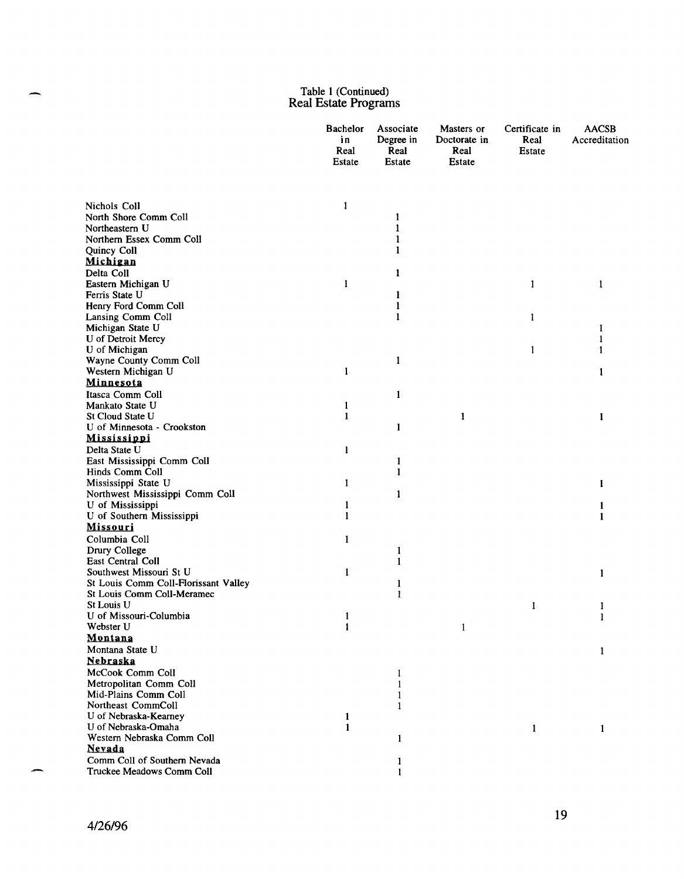Table 1 (Continued)
Real Estate Programs

| | Bachelor in Real Estate | Associate Degree in Real Estate | Masters or Doctorate in Real Estate | Certificate in Real Estate | AACSB Accreditation |
|---|---|---|---|---|---|
| Nichols Coll | 1 | | | | |
| North Shore Comm Coll | | 1 | | | |
| Northeastern U | | 1 | | | |
| Northern Essex Comm Coll | | 1 | | | |
| Quincy Coll | | 1 | | | |
| **Michigan** | | | | | |
| Delta Coll | | 1 | | | |
| Eastern Michigan U | 1 | | | 1 | 1 |
| Ferris State U | | 1 | | | |
| Henry Ford Comm Coll | | 1 | | | |
| Lansing Comm Coll | | 1 | | 1 | |
| Michigan State U | | | | | 1 |
| U of Detroit Mercy | | | | | 1 |
| U of Michigan | | | | 1 | 1 |
| Wayne County Comm Coll | | 1 | | | |
| Western Michigan U | 1 | | | | 1 |
| **Minnesota** | | | | | |
| Itasca Comm Coll | | 1 | | | |
| Mankato State U | 1 | | | | |
| St Cloud State U | 1 | | 1 | | 1 |
| U of Minnesota - Crookston | | 1 | | | |
| **Mississippi** | | | | | |
| Delta State U | 1 | | | | |
| East Mississippi Comm Coll | | 1 | | | |
| Hinds Comm Coll | | 1 | | | |
| Mississippi State U | 1 | | | | 1 |
| Northwest Mississippi Comm Coll | | 1 | | | |
| U of Mississippi | 1 | | | | 1 |
| U of Southern Mississippi | 1 | | | | 1 |
| **Missouri** | | | | | |
| Columbia Coll | 1 | | | | |
| Drury College | | 1 | | | |
| East Central Coll | | 1 | | | |
| Southwest Missouri St U | 1 | | | | 1 |
| St Louis Comm Coll-Florissant Valley | | 1 | | | |
| St Louis Comm Coll-Meramec | | 1 | | | |
| St Louis U | | | | 1 | 1 |
| U of Missouri-Columbia | 1 | | | | 1 |
| Webster U | 1 | | 1 | | |
| **Montana** | | | | | |
| Montana State U | | | | | 1 |
| **Nebraska** | | | | | |
| McCook Comm Coll | | 1 | | | |
| Metropolitan Comm Coll | | 1 | | | |
| Mid-Plains Comm Coll | | 1 | | | |
| Northeast CommColl | | 1 | | | |
| U of Nebraska-Kearney | 1 | | | | |
| U of Nebraska-Omaha | 1 | | | 1 | 1 |
| Western Nebraska Comm Coll | | 1 | | | |
| **Nevada** | | | | | |
| Comm Coll of Southern Nevada | | 1 | | | |
| Truckee Meadows Comm Coll | | 1 | | | |

4/26/96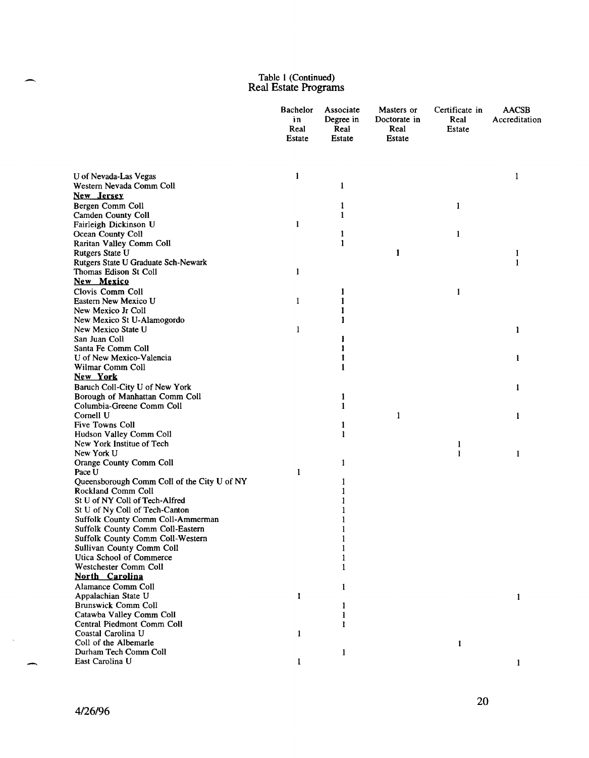Table 1 (Continued)
Real Estate Programs

| | Bachelor in Real Estate | Associate Degree in Real Estate | Masters or Doctorate in Real Estate | Certificate in Real Estate | AACSB Accreditation |
|---|---|---|---|---|---|
| U of Nevada-Las Vegas | 1 | | | | 1 |
| Western Nevada Comm Coll | | 1 | | | |
| **New Jersey** | | | | | |
| Bergen Comm Coll | | 1 | | 1 | |
| Camden County Coll | | 1 | | | |
| Fairleigh Dickinson U | 1 | | | | |
| Ocean County Coll | | 1 | | 1 | |
| Raritan Valley Comm Coll | | 1 | | | |
| Rutgers State U | | | 1 | | 1 |
| Rutgers State U Graduate Sch-Newark | | | | | 1 |
| Thomas Edison St Coll | 1 | | | | |
| **New Mexico** | | | | | |
| Clovis Comm Coll | | 1 | | 1 | |
| Eastern New Mexico U | 1 | 1 | | | |
| New Mexico Jr Coll | | 1 | | | |
| New Mexico St U-Alamogordo | | 1 | | | |
| New Mexico State U | 1 | | | | 1 |
| San Juan Coll | | 1 | | | |
| Santa Fe Comm Coll | | 1 | | | |
| U of New Mexico-Valencia | | 1 | | | 1 |
| Wilmar Comm Coll | | 1 | | | |
| **New York** | | | | | |
| Baruch Coll-City U of New York | | | | | 1 |
| Borough of Manhattan Comm Coll | | 1 | | | |
| Columbia-Greene Comm Coll | | 1 | | | |
| Cornell U | | | 1 | | 1 |
| Five Towns Coll | | 1 | | | |
| Hudson Valley Comm Coll | | 1 | | | |
| New York Institue of Tech | | | | 1 | |
| New York U | | | | 1 | 1 |
| Orange County Comm Coll | | 1 | | | |
| Pace U | 1 | | | | |
| Queensborough Comm Coll of the City U of NY | | 1 | | | |
| Rockland Comm Coll | | 1 | | | |
| St U of NY Coll of Tech-Alfred | | 1 | | | |
| St U of Ny Coll of Tech-Canton | | 1 | | | |
| Suffolk County Comm Coll-Ammerman | | 1 | | | |
| Suffolk County Comm Coll-Eastern | | 1 | | | |
| Suffolk County Comm Coll-Western | | 1 | | | |
| Sullivan County Comm Coll | | 1 | | | |
| Utica School of Commerce | | 1 | | | |
| Westchester Comm Coll | | 1 | | | |
| **North Carolina** | | | | | |
| Alamance Comm Coll | | 1 | | | |
| Appalachian State U | 1 | | | | 1 |
| Brunswick Comm Coll | | 1 | | | |
| Catawba Valley Comm Coll | | 1 | | | |
| Central Piedmont Comm Coll | | 1 | | | |
| Coastal Carolina U | 1 | | | | |
| Coll of the Albemarle | | | | 1 | |
| Durham Tech Comm Coll | | 1 | | | |
| East Carolina U | 1 | | | | 1 |

4/26/96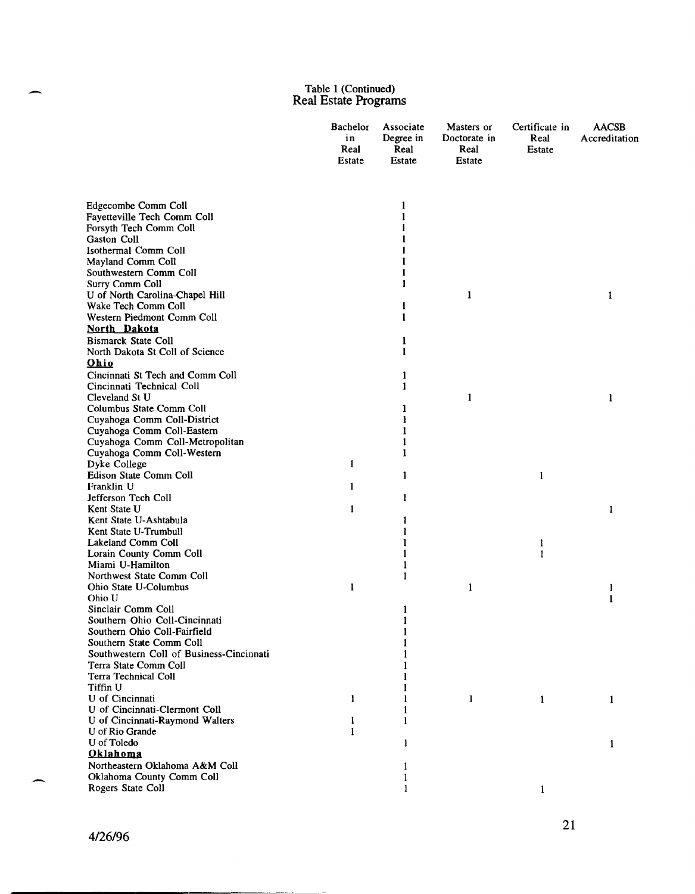## Table 1 (Continued)
## Real Estate Programs

| | Bachelor in Real Estate | Associate Degree in Real Estate | Masters or Doctorate in Real Estate | Certificate in Real Estate | AACSB Accreditation |
|---|---|---|---|---|---|
| Edgecombe Comm Coll | | 1 | | | |
| Fayetteville Tech Comm Coll | | 1 | | | |
| Forsyth Tech Comm Coll | | 1 | | | |
| Gaston Coll | | 1 | | | |
| Isothermal Comm Coll | | 1 | | | |
| Mayland Comm Coll | | 1 | | | |
| Southwestern Comm Coll | | 1 | | | |
| Surry Comm Coll | | 1 | | | |
| U of North Carolina-Chapel Hill | | | 1 | | 1 |
| Wake Tech Comm Coll | | 1 | | | |
| Western Piedmont Comm Coll | | 1 | | | |
| **North Dakota** | | | | | |
| Bismarck State Coll | | 1 | | | |
| North Dakota St Coll of Science | | 1 | | | |
| **Ohio** | | | | | |
| Cincinnati St Tech and Comm Coll | | 1 | | | |
| Cincinnati Technical Coll | | 1 | | | |
| Cleveland St U | | | 1 | | 1 |
| Columbus State Comm Coll | | 1 | | | |
| Cuyahoga Comm Coll-District | | 1 | | | |
| Cuyahoga Comm Coll-Eastern | | 1 | | | |
| Cuyahoga Comm Coll-Metropolitan | | 1 | | | |
| Cuyahoga Comm Coll-Western | | 1 | | | |
| Dyke College | 1 | | | | |
| Edison State Comm Coll | | 1 | | 1 | |
| Franklin U | 1 | | | | |
| Jefferson Tech Coll | | 1 | | | |
| Kent State U | 1 | | | | 1 |
| Kent State U-Ashtabula | | 1 | | | |
| Kent State U-Trumbull | | 1 | | | |
| Lakeland Comm Coll | | 1 | | 1 | |
| Lorain County Comm Coll | | 1 | | 1 | |
| Miami U-Hamilton | | 1 | | | |
| Northwest State Comm Coll | | 1 | | | |
| Ohio State U-Columbus | 1 | | 1 | | 1 |
| Ohio U | | | | | 1 |
| Sinclair Comm Coll | | 1 | | | |
| Southern Ohio Coll-Cincinnati | | 1 | | | |
| Southern Ohio Coll-Fairfield | | 1 | | | |
| Southern State Comm Coll | | 1 | | | |
| Southwestern Coll of Business-Cincinnati | | 1 | | | |
| Terra State Comm Coll | | 1 | | | |
| Terra Technical Coll | | 1 | | | |
| Tiffin U | | 1 | | | |
| U of Cincinnati | 1 | 1 | 1 | 1 | 1 |
| U of Cincinnati-Clermont Coll | | 1 | | | |
| U of Cincinnati-Raymond Walters | 1 | 1 | | | |
| U of Rio Grande | 1 | | | | |
| U of Toledo | | 1 | | | 1 |
| **Oklahoma** | | | | | |
| Northeastern Oklahoma A&M Coll | | 1 | | | |
| Oklahoma County Comm Coll | | 1 | | | |
| Rogers State Coll | | 1 | | 1 | |

4/26/96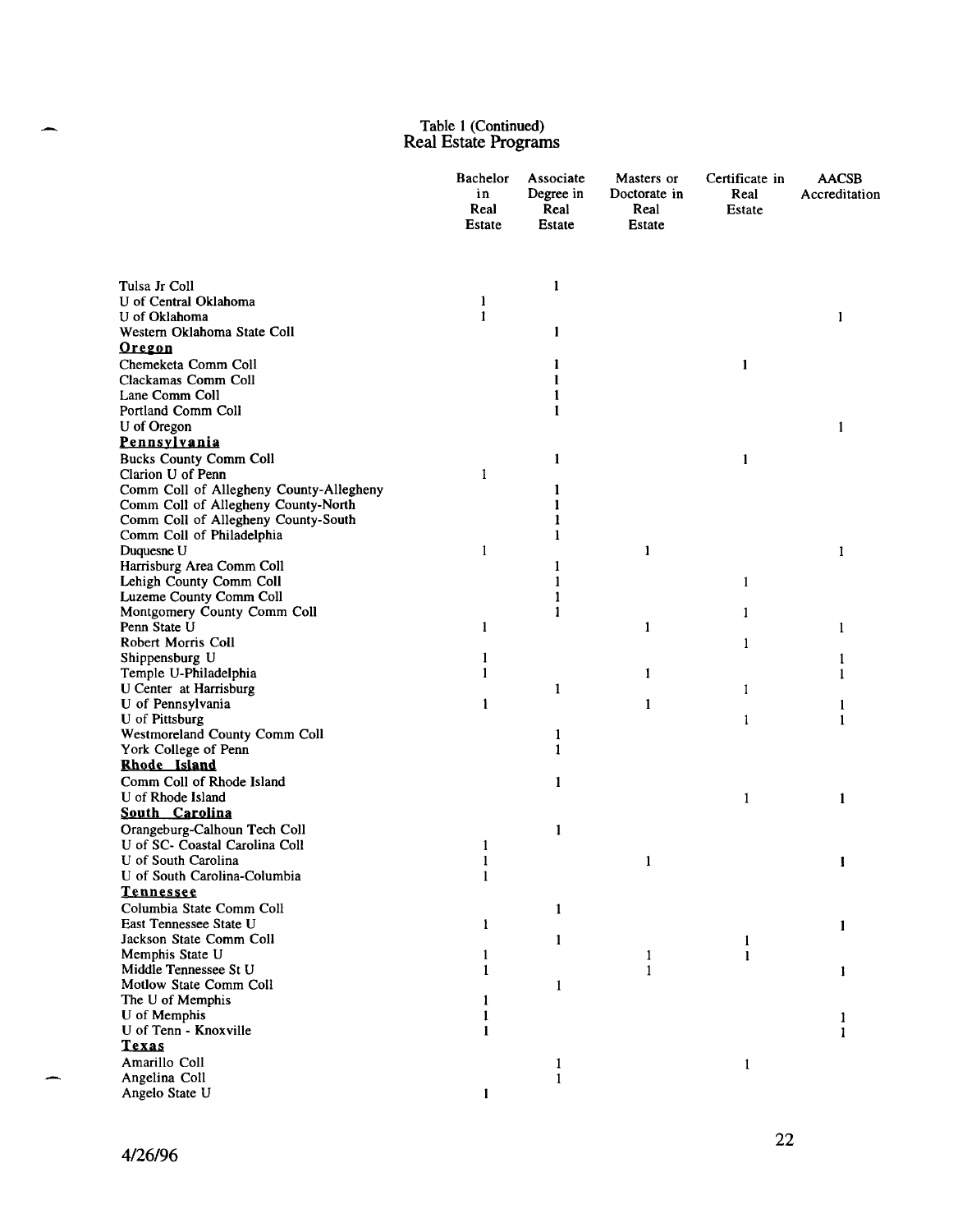Table 1 (Continued)
Real Estate Programs

| | Bachelor in Real Estate | Associate Degree in Real Estate | Masters or Doctorate in Real Estate | Certificate in Real Estate | AACSB Accreditation |
|---|---|---|---|---|---|
| Tulsa Jr Coll | | 1 | | | |
| U of Central Oklahoma | 1 | | | | |
| U of Oklahoma | 1 | | | | 1 |
| Western Oklahoma State Coll | | 1 | | | |
| **Oregon** | | | | | |
| Chemeketa Comm Coll | | 1 | | 1 | |
| Clackamas Comm Coll | | 1 | | | |
| Lane Comm Coll | | 1 | | | |
| Portland Comm Coll | | 1 | | | |
| U of Oregon | | | | | 1 |
| **Pennsylvania** | | | | | |
| Bucks County Comm Coll | | 1 | | 1 | |
| Clarion U of Penn | 1 | | | | |
| Comm Coll of Allegheny County-Allegheny | | 1 | | | |
| Comm Coll of Allegheny County-North | | 1 | | | |
| Comm Coll of Allegheny County-South | | 1 | | | |
| Comm Coll of Philadelphia | | 1 | | | |
| Duquesne U | 1 | | 1 | | 1 |
| Harrisburg Area Comm Coll | | 1 | | | |
| Lehigh County Comm Coll | | 1 | | 1 | |
| Luzeme County Comm Coll | | 1 | | | |
| Montgomery County Comm Coll | | 1 | | 1 | |
| Penn State U | 1 | | 1 | | 1 |
| Robert Morris Coll | | | | 1 | |
| Shippensburg U | 1 | | | | 1 |
| Temple U-Philadelphia | 1 | | 1 | | 1 |
| U Center at Harrisburg | | 1 | | 1 | |
| U of Pennsylvania | 1 | | 1 | | 1 |
| U of Pittsburg | | | | 1 | 1 |
| Westmoreland County Comm Coll | | 1 | | | |
| York College of Penn | | 1 | | | |
| **Rhode Island** | | | | | |
| Comm Coll of Rhode Island | | 1 | | | |
| U of Rhode Island | | | | 1 | 1 |
| **South Carolina** | | | | | |
| Orangeburg-Calhoun Tech Coll | | 1 | | | |
| U of SC- Coastal Carolina Coll | 1 | | | | |
| U of South Carolina | 1 | | 1 | | 1 |
| U of South Carolina-Columbia | 1 | | | | |
| **Tennessee** | | | | | |
| Columbia State Comm Coll | | 1 | | | |
| East Tennessee State U | 1 | | | | 1 |
| Jackson State Comm Coll | | 1 | | 1 | |
| Memphis State U | 1 | | 1 | 1 | |
| Middle Tennessee St U | 1 | | 1 | | 1 |
| Motlow State Comm Coll | | 1 | | | |
| The U of Memphis | 1 | | | | |
| U of Memphis | 1 | | | | 1 |
| U of Tenn - Knoxville | 1 | | | | 1 |
| **Texas** | | | | | |
| Amarillo Coll | | 1 | | 1 | |
| Angelina Coll | | 1 | | | |
| Angelo State U | 1 | | | | |

4/26/96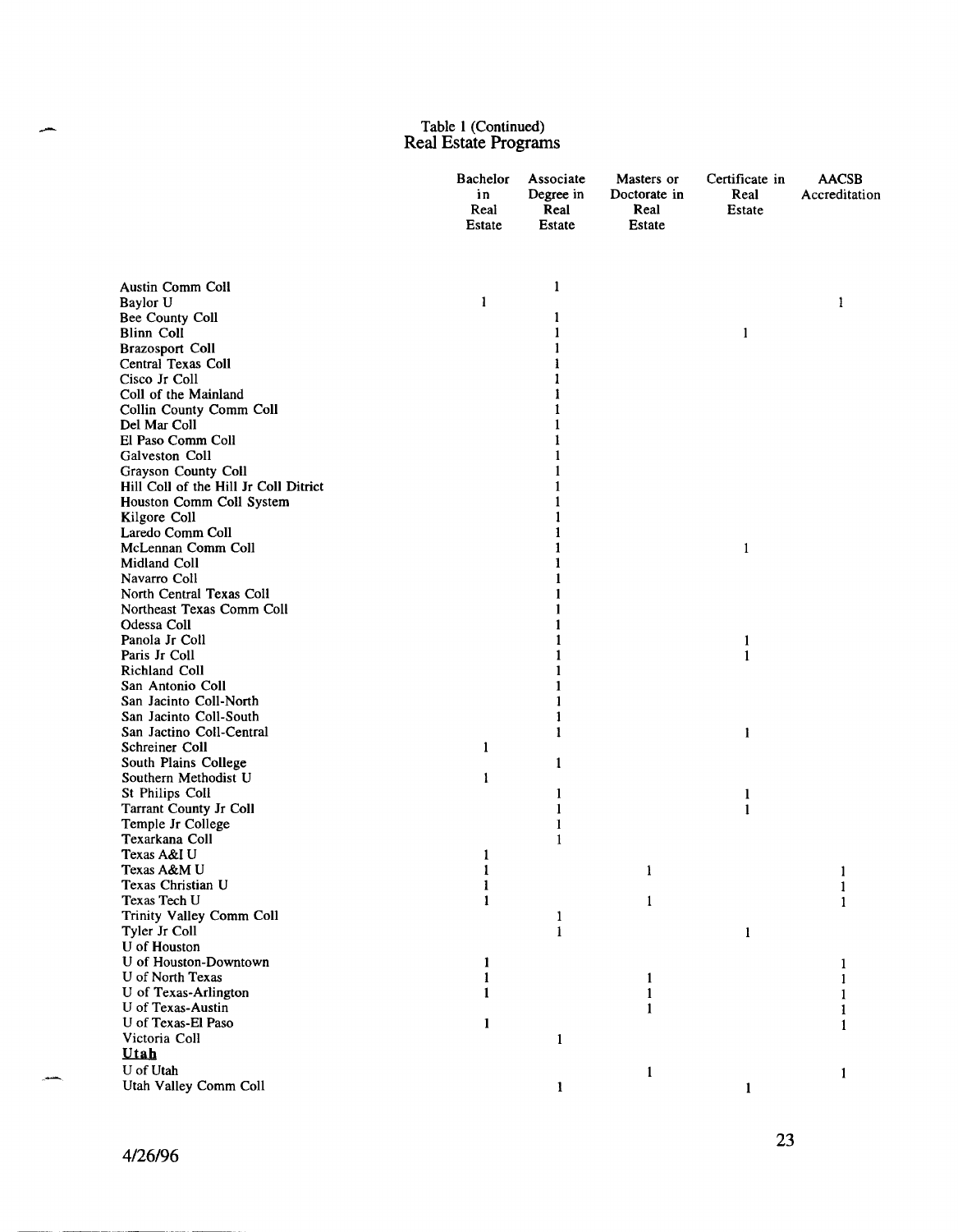Table 1 (Continued)
Real Estate Programs

| | Bachelor in Real Estate | Associate Degree in Real Estate | Masters or Doctorate in Real Estate | Certificate in Real Estate | AACSB Accreditation |
|---|---|---|---|---|---|
| Austin Comm Coll | | 1 | | | |
| Baylor U | 1 | | | | 1 |
| Bee County Coll | | 1 | | | |
| Blinn Coll | | 1 | | 1 | |
| Brazosport Coll | | 1 | | | |
| Central Texas Coll | | 1 | | | |
| Cisco Jr Coll | | 1 | | | |
| Coll of the Mainland | | 1 | | | |
| Collin County Comm Coll | | 1 | | | |
| Del Mar Coll | | 1 | | | |
| El Paso Comm Coll | | 1 | | | |
| Galveston Coll | | 1 | | | |
| Grayson County Coll | | 1 | | | |
| Hill Coll of the Hill Jr Coll District | | 1 | | | |
| Houston Comm Coll System | | 1 | | | |
| Kilgore Coll | | 1 | | | |
| Laredo Comm Coll | | 1 | | | |
| McLennan Comm Coll | | 1 | | 1 | |
| Midland Coll | | 1 | | | |
| Navarro Coll | | 1 | | | |
| North Central Texas Coll | | 1 | | | |
| Northeast Texas Comm Coll | | 1 | | | |
| Odessa Coll | | 1 | | | |
| Panola Jr Coll | | 1 | | 1 | |
| Paris Jr Coll | | 1 | | 1 | |
| Richland Coll | | 1 | | | |
| San Antonio Coll | | 1 | | | |
| San Jacinto Coll-North | | 1 | | | |
| San Jacinto Coll-South | | 1 | | | |
| San Jactino Coll-Central | | 1 | | 1 | |
| Schreiner Coll | 1 | | | | |
| South Plains College | | 1 | | | |
| Southern Methodist U | 1 | | | | |
| St Philips Coll | | 1 | | 1 | |
| Tarrant County Jr Coll | | 1 | | 1 | |
| Temple Jr College | | 1 | | | |
| Texarkana Coll | | 1 | | | |
| Texas A&I U | 1 | | | | |
| Texas A&M U | 1 | | 1 | | 1 |
| Texas Christian U | 1 | | | | 1 |
| Texas Tech U | 1 | | 1 | | 1 |
| Trinity Valley Comm Coll | | 1 | | | |
| Tyler Jr Coll | | 1 | | 1 | |
| U of Houston | | | | | |
| U of Houston-Downtown | 1 | | | | 1 |
| U of North Texas | 1 | | 1 | | 1 |
| U of Texas-Arlington | 1 | | 1 | | 1 |
| U of Texas-Austin | | | 1 | | 1 |
| U of Texas-El Paso | 1 | | | | 1 |
| Victoria Coll | | 1 | | | |
| **Utah** | | | | | |
| U of Utah | | | 1 | | 1 |
| Utah Valley Comm Coll | | 1 | | 1 | |

4/26/96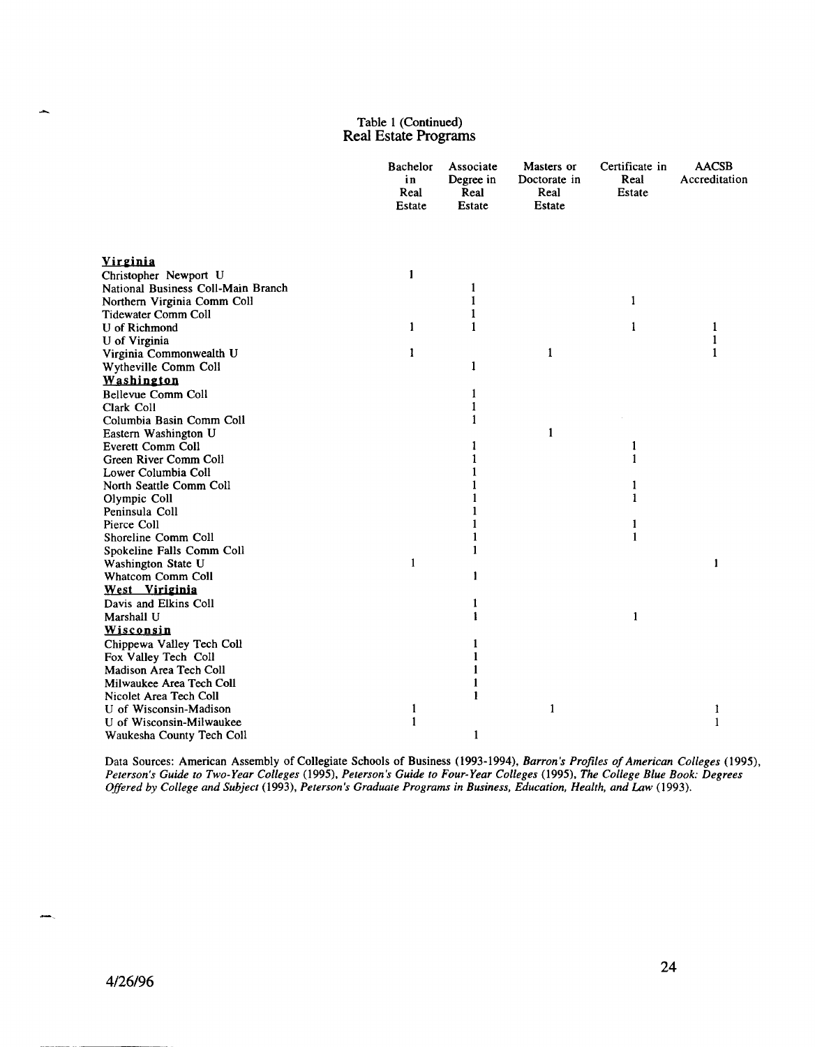Table 1 (Continued)
## Real Estate Programs

| | Bachelor in Real Estate | Associate Degree in Real Estate | Masters or Doctorate in Real Estate | Certificate in Real Estate | AACSB Accreditation |
|---|---|---|---|---|---|
| **Virginia** | | | | | |
| Christopher Newport U | 1 | | | | |
| National Business Coll-Main Branch | | 1 | | | |
| Northern Virginia Comm Coll | | 1 | | 1 | |
| Tidewater Comm Coll | | 1 | | | |
| U of Richmond | 1 | 1 | | 1 | 1 |
| U of Virginia | | | | | 1 |
| Virginia Commonwealth U | 1 | | 1 | | 1 |
| Wytheville Comm Coll | | 1 | | | |
| **Washington** | | | | | |
| Bellevue Comm Coll | | 1 | | | |
| Clark Coll | | 1 | | | |
| Columbia Basin Comm Coll | | 1 | | | |
| Eastern Washington U | | | 1 | | |
| Everett Comm Coll | | 1 | | 1 | |
| Green River Comm Coll | | 1 | | 1 | |
| Lower Columbia Coll | | 1 | | | |
| North Seattle Comm Coll | | 1 | | 1 | |
| Olympic Coll | | 1 | | 1 | |
| Peninsula Coll | | 1 | | | |
| Pierce Coll | | 1 | | 1 | |
| Shoreline Comm Coll | | 1 | | 1 | |
| Spokeline Falls Comm Coll | | 1 | | | |
| Washington State U | 1 | | | | 1 |
| Whatcom Comm Coll | | 1 | | | |
| **West Viriginia** | | | | | |
| Davis and Elkins Coll | | 1 | | | |
| Marshall U | | 1 | | 1 | |
| **Wisconsin** | | | | | |
| Chippewa Valley Tech Coll | | 1 | | | |
| Fox Valley Tech Coll | | 1 | | | |
| Madison Area Tech Coll | | 1 | | | |
| Milwaukee Area Tech Coll | | 1 | | | |
| Nicolet Area Tech Coll | | 1 | | | |
| U of Wisconsin-Madison | 1 | | 1 | | 1 |
| U of Wisconsin-Milwaukee | 1 | | | | 1 |
| Waukesha County Tech Coll | | 1 | | | |

Data Sources: American Assembly of Collegiate Schools of Business (1993-1994), *Barron's Profiles of American Colleges* (1995), *Peterson's Guide to Two-Year Colleges* (1995), *Peterson's Guide to Four-Year Colleges* (1995), *The College Blue Book: Degrees Offered by College and Subject* (1993), *Peterson's Graduate Programs in Business, Education, Health, and Law* (1993).

4/26/96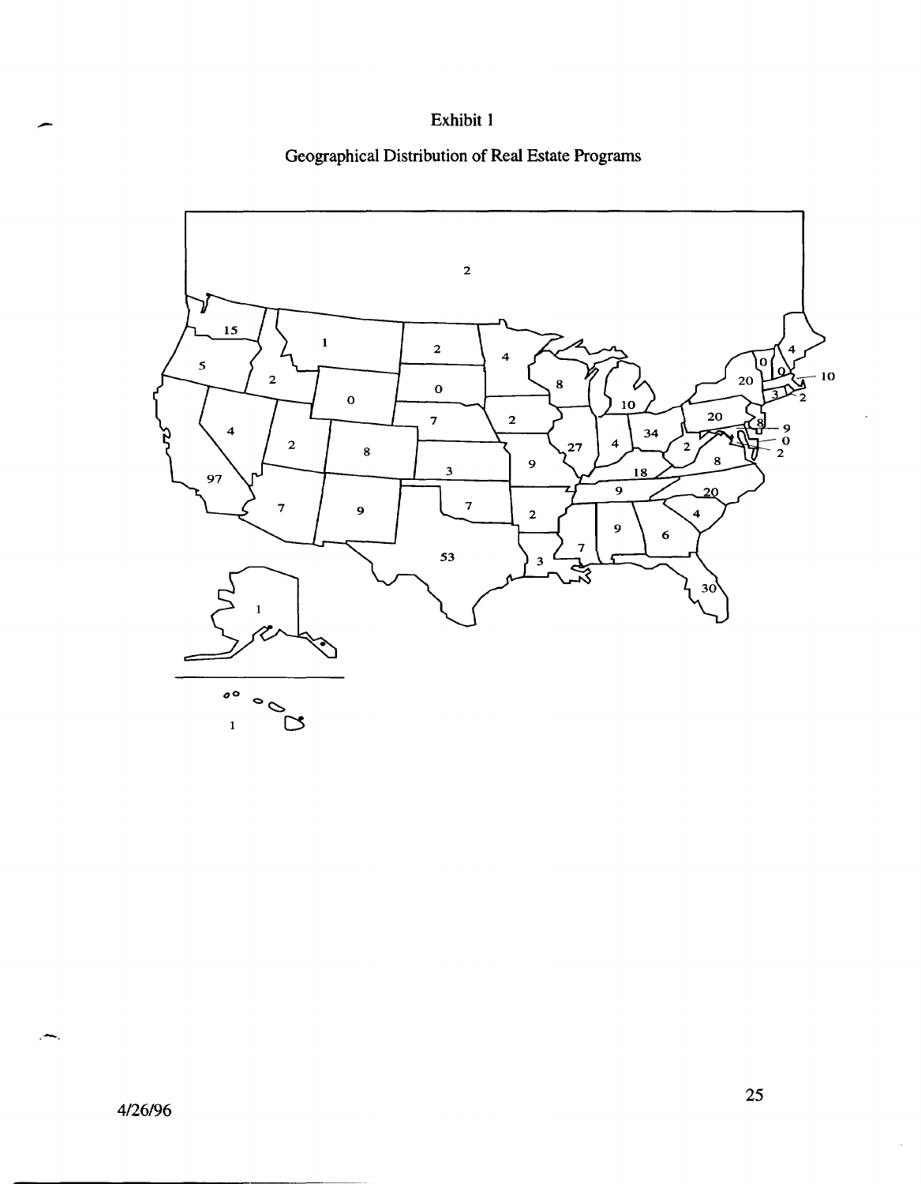Exhibit 1

Geographical Distribution of Real Estate Programs

2

15
5
1
2
4
2
0
0
7
2
8
10
20
4
0
0
10
3
2
4
2
8
97
7
9
3
7
9
27
4
34
20
9
0
2
8
18
9
20
2
4
6
9
7
3
53
30
1
1